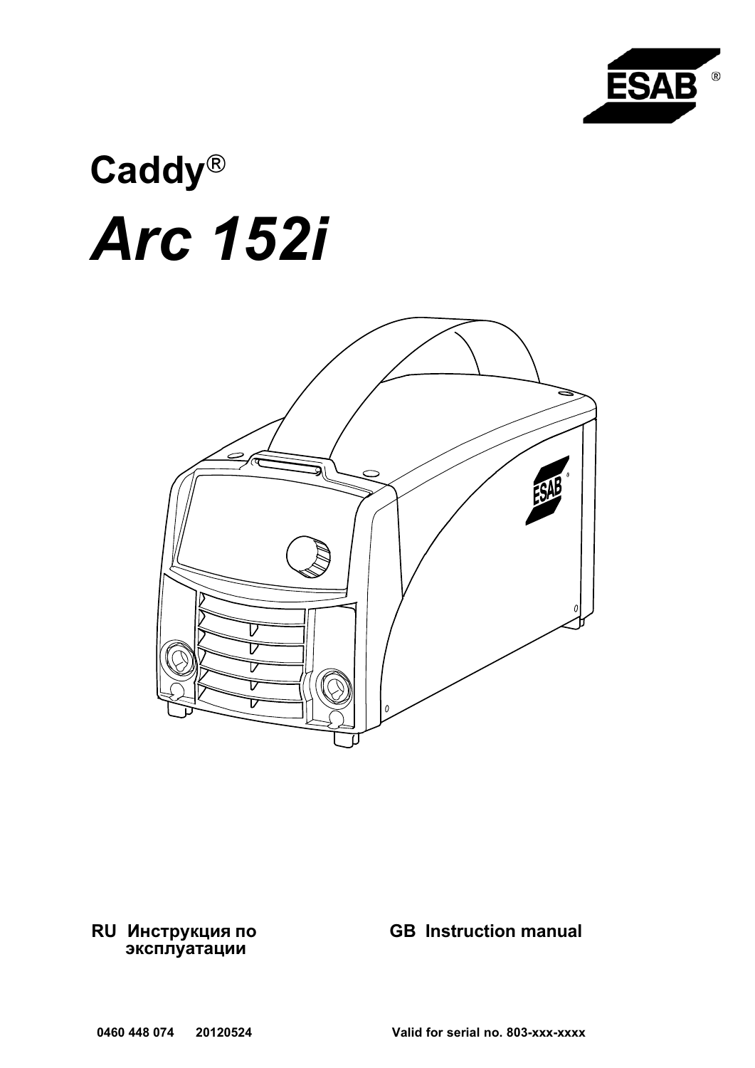# Caddy®

# *Arc 152i*

RU Инструкция по эксплуатации

GB Instruction manual

0460 448 074 20120524

Valid for serial no. 803-xxx-xxxx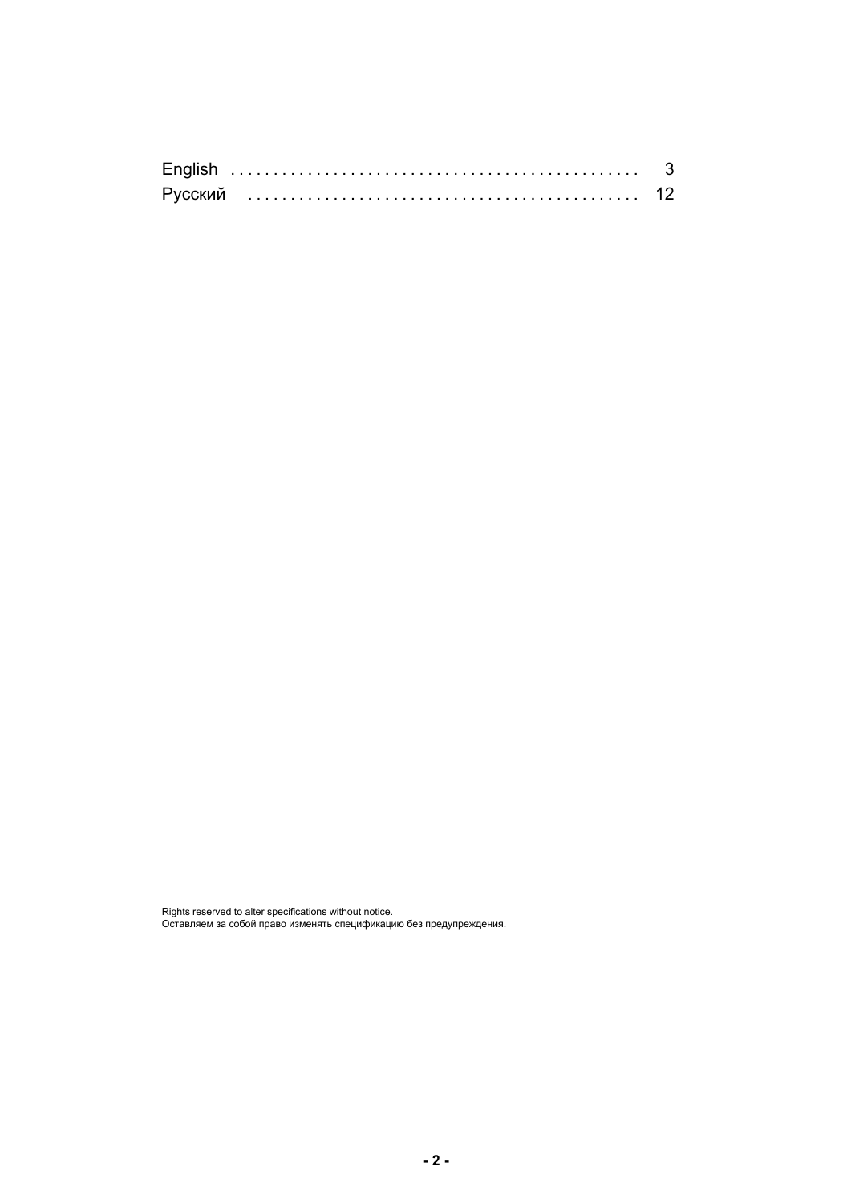English ............................................... 3
Русский ............................................. 12

Rights reserved to alter specifications without notice.
Оставляем за собой право изменять спецификацию без предупреждения.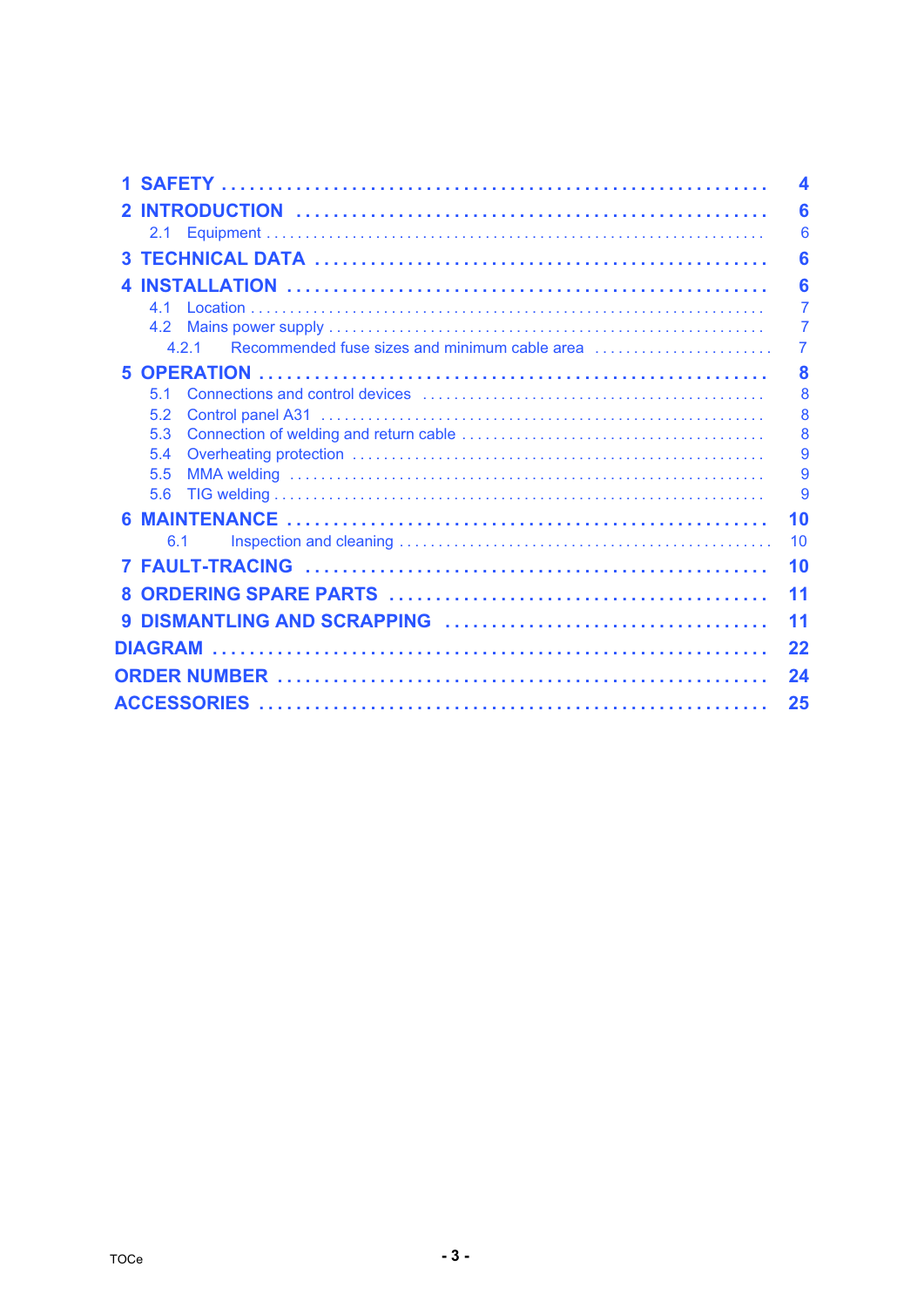| | |
|---|---|
| **1 SAFETY** | **4** |
| **2 INTRODUCTION** | **6** |
| 2.1 Equipment | 6 |
| **3 TECHNICAL DATA** | **6** |
| **4 INSTALLATION** | **6** |
| 4.1 Location | 7 |
| 4.2 Mains power supply | 7 |
| 4.2.1 Recommended fuse sizes and minimum cable area | 7 |
| **5 OPERATION** | **8** |
| 5.1 Connections and control devices | 8 |
| 5.2 Control panel A31 | 8 |
| 5.3 Connection of welding and return cable | 8 |
| 5.4 Overheating protection | 9 |
| 5.5 MMA welding | 9 |
| 5.6 TIG welding | 9 |
| **6 MAINTENANCE** | **10** |
| 6.1 Inspection and cleaning | 10 |
| **7 FAULT-TRACING** | **10** |
| **8 ORDERING SPARE PARTS** | **11** |
| **9 DISMANTLING AND SCRAPPING** | **11** |
| **DIAGRAM** | **22** |
| **ORDER NUMBER** | **24** |
| **ACCESSORIES** | **25** |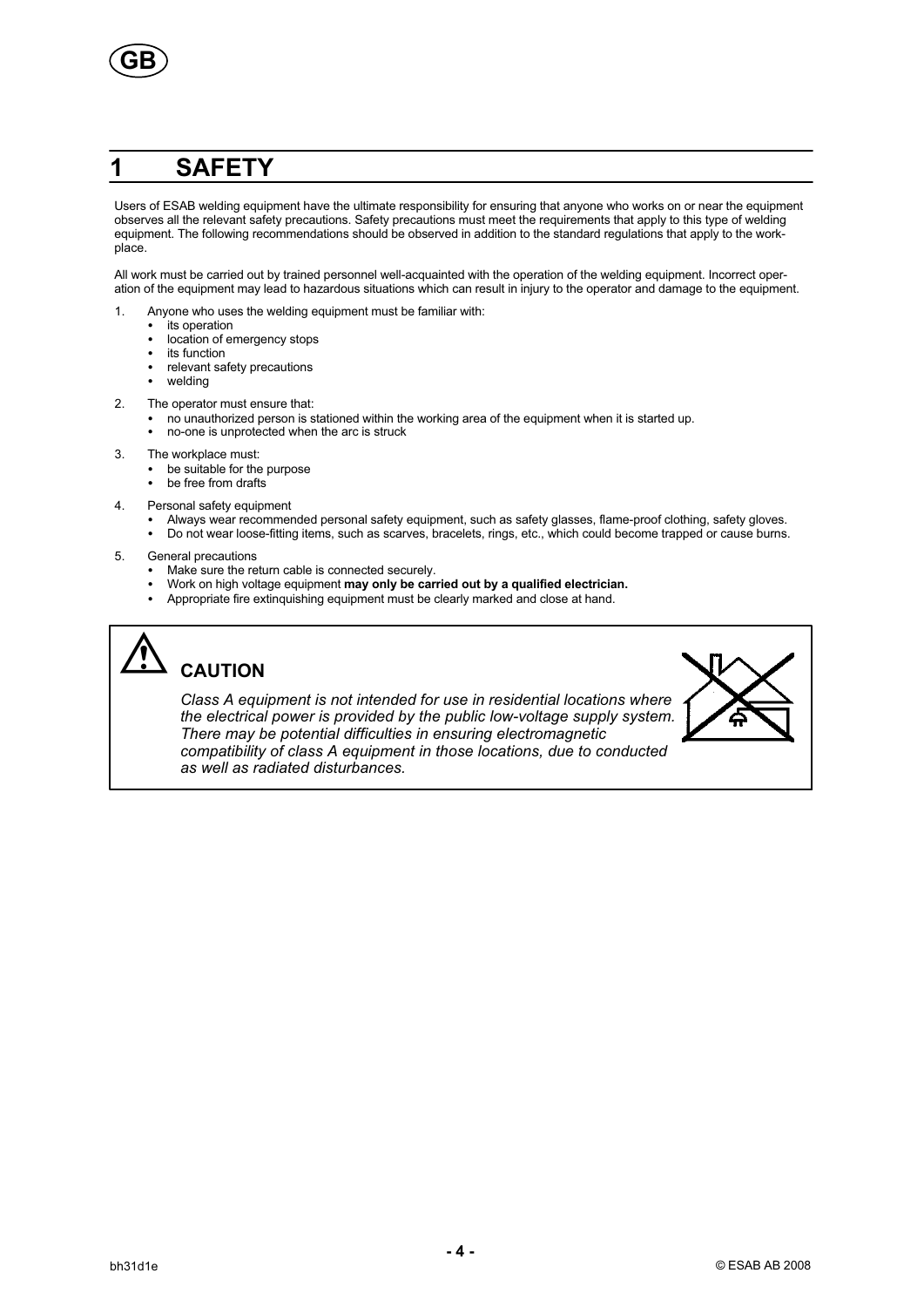# 1 SAFETY

Users of ESAB welding equipment have the ultimate responsibility for ensuring that anyone who works on or near the equipment observes all the relevant safety precautions. Safety precautions must meet the requirements that apply to this type of welding equipment. The following recommendations should be observed in addition to the standard regulations that apply to the workplace.

All work must be carried out by trained personnel well-acquainted with the operation of the welding equipment. Incorrect operation of the equipment may lead to hazardous situations which can result in injury to the operator and damage to the equipment.

1. Anyone who uses the welding equipment must be familiar with:
   - its operation
   - location of emergency stops
   - its function
   - relevant safety precautions
   - welding
2. The operator must ensure that:
   - no unauthorized person is stationed within the working area of the equipment when it is started up.
   - no-one is unprotected when the arc is struck
3. The workplace must:
   - be suitable for the purpose
   - be free from drafts
4. Personal safety equipment
   - Always wear recommended personal safety equipment, such as safety glasses, flame-proof clothing, safety gloves.
   - Do not wear loose-fitting items, such as scarves, bracelets, rings, etc., which could become trapped or cause burns.
5. General precautions
   - Make sure the return cable is connected securely.
   - Work on high voltage equipment **may only be carried out by a qualified electrician.**
   - Appropriate fire extinquishing equipment must be clearly marked and close at hand.

## CAUTION

*Class A equipment is not intended for use in residential locations where the electrical power is provided by the public low-voltage supply system. There may be potential difficulties in ensuring electromagnetic compatibility of class A equipment in those locations, due to conducted as well as radiated disturbances.*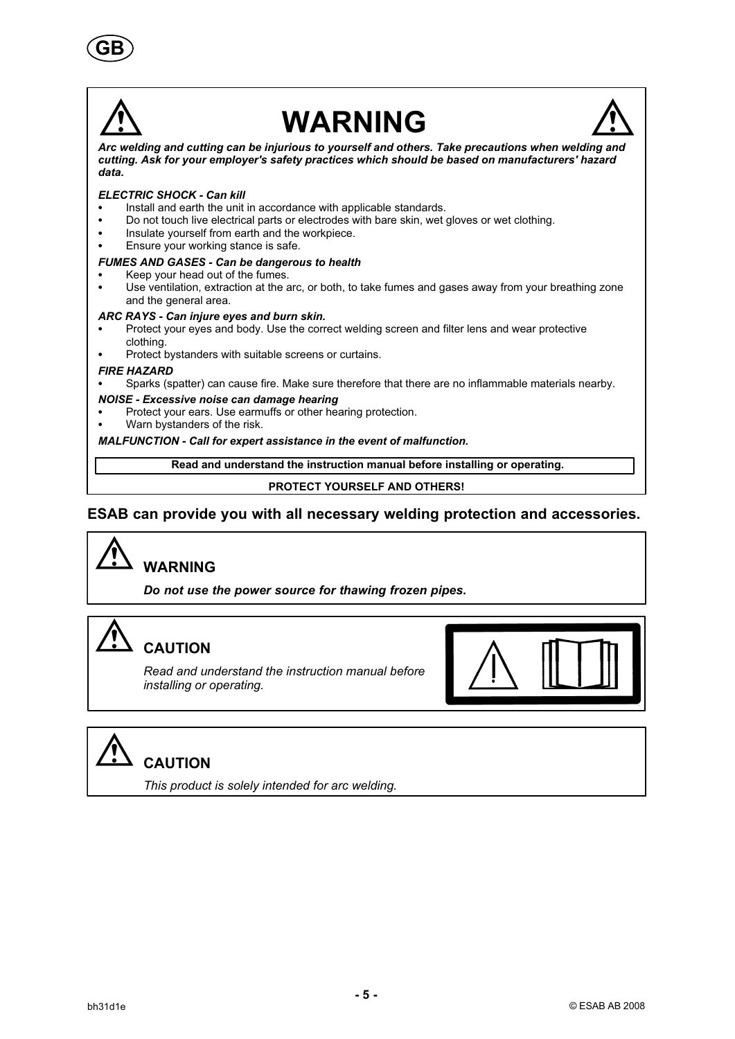# WARNING

***Arc welding and cutting can be injurious to yourself and others. Take precautions when welding and cutting. Ask for your employer's safety practices which should be based on manufacturers' hazard data.***

***ELECTRIC SHOCK - Can kill***

- Install and earth the unit in accordance with applicable standards.
- Do not touch live electrical parts or electrodes with bare skin, wet gloves or wet clothing.
- Insulate yourself from earth and the workpiece.
- Ensure your working stance is safe.

***FUMES AND GASES - Can be dangerous to health***

- Keep your head out of the fumes.
- Use ventilation, extraction at the arc, or both, to take fumes and gases away from your breathing zone and the general area.

***ARC RAYS - Can injure eyes and burn skin.***

- Protect your eyes and body. Use the correct welding screen and filter lens and wear protective clothing.
- Protect bystanders with suitable screens or curtains.

***FIRE HAZARD***

- Sparks (spatter) can cause fire. Make sure therefore that there are no inflammable materials nearby.

***NOISE - Excessive noise can damage hearing***

- Protect your ears. Use earmuffs or other hearing protection.
- Warn bystanders of the risk.

***MALFUNCTION - Call for expert assistance in the event of malfunction.***

**Read and understand the instruction manual before installing or operating.**

**PROTECT YOURSELF AND OTHERS!**

**ESAB can provide you with all necessary welding protection and accessories.**

## WARNING

***Do not use the power source for thawing frozen pipes.***

## CAUTION

*Read and understand the instruction manual before installing or operating.*

## CAUTION

*This product is solely intended for arc welding.*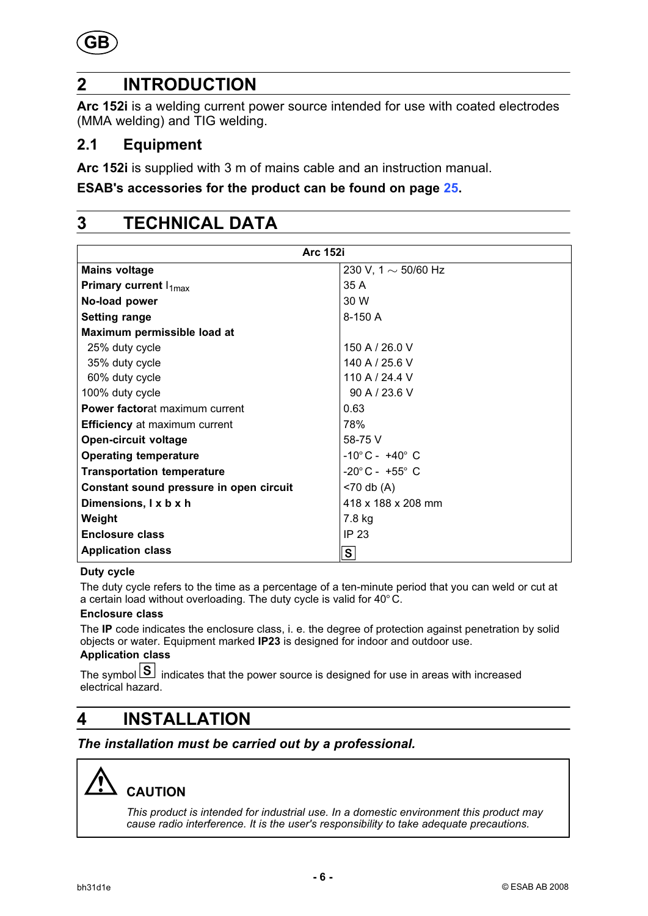## 2 INTRODUCTION

**Arc 152i** is a welding current power source intended for use with coated electrodes (MMA welding) and TIG welding.

### 2.1 Equipment

**Arc 152i** is supplied with 3 m of mains cable and an instruction manual.

**ESAB's accessories for the product can be found on page 25.**

## 3 TECHNICAL DATA

| Arc 152i | |
|---|---|
| **Mains voltage** | 230 V, 1 ~ 50/60 Hz |
| **Primary current** $I_{1max}$ | 35 A |
| **No-load power** | 30 W |
| **Setting range** | 8-150 A |
| **Maximum permissible load at** | |
| 25% duty cycle | 150 A / 26.0 V |
| 35% duty cycle | 140 A / 25.6 V |
| 60% duty cycle | 110 A / 24.4 V |
| 100% duty cycle | 90 A / 23.6 V |
| **Power factor**at maximum current | 0.63 |
| **Efficiency** at maximum current | 78% |
| **Open-circuit voltage** | 58-75 V |
| **Operating temperature** | -10° C - +40° C |
| **Transportation temperature** | -20° C - +55° C |
| **Constant sound pressure in open circuit** | <70 db (A) |
| **Dimensions, l x b x h** | 418 x 188 x 208 mm |
| **Weight** | 7.8 kg |
| **Enclosure class** | IP 23 |
| **Application class** | S |

**Duty cycle**

The duty cycle refers to the time as a percentage of a ten-minute period that you can weld or cut at a certain load without overloading. The duty cycle is valid for 40° C.

**Enclosure class**

The **IP** code indicates the enclosure class, i. e. the degree of protection against penetration by solid objects or water. Equipment marked **IP23** is designed for indoor and outdoor use.

**Application class**

The symbol S indicates that the power source is designed for use in areas with increased electrical hazard.

## 4 INSTALLATION

***The installation must be carried out by a professional.***

> **CAUTION**
>
> *This product is intended for industrial use. In a domestic environment this product may cause radio interference. It is the user's responsibility to take adequate precautions.*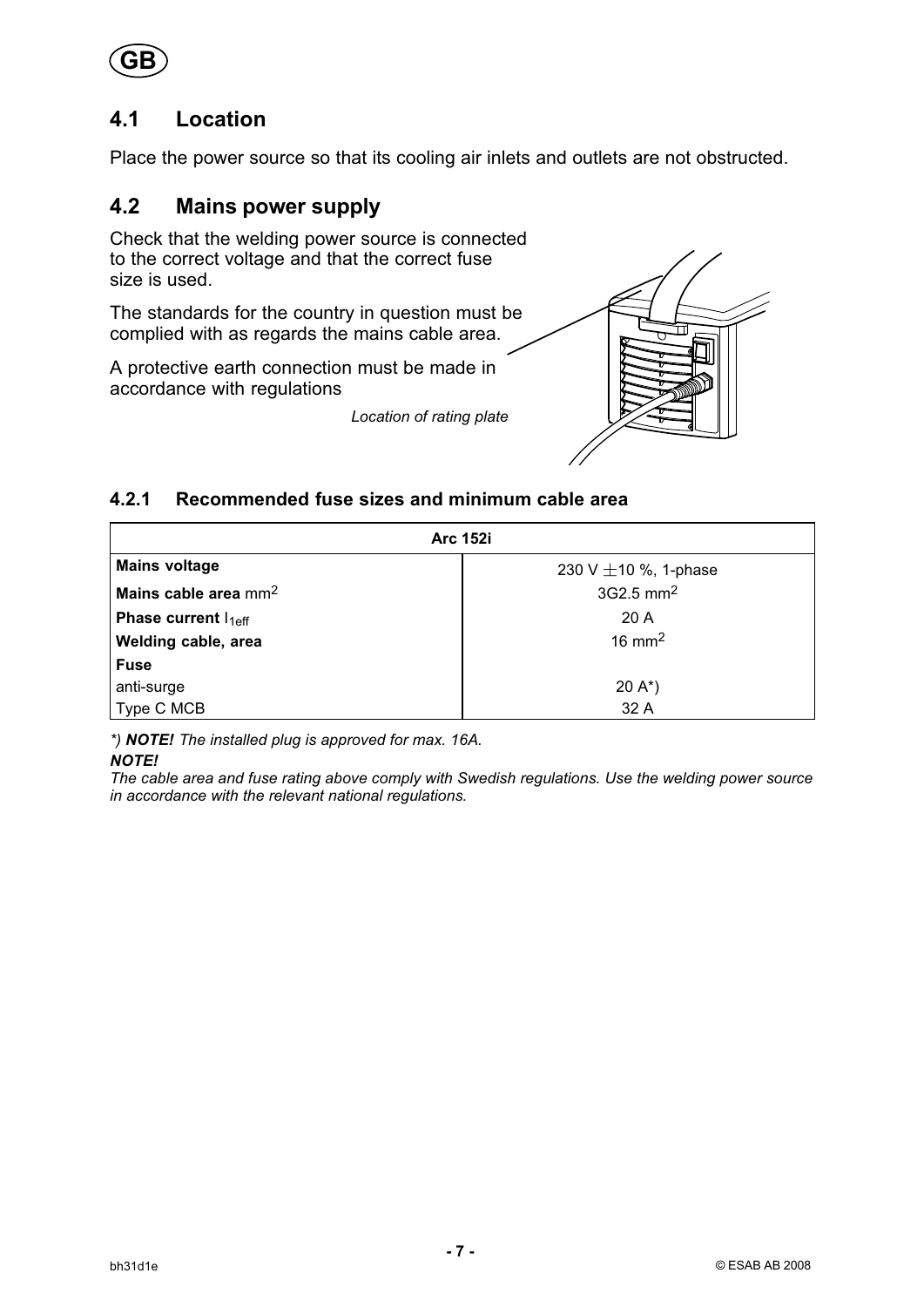## 4.1 Location

Place the power source so that its cooling air inlets and outlets are not obstructed.

## 4.2 Mains power supply

Check that the welding power source is connected to the correct voltage and that the correct fuse size is used.

The standards for the country in question must be complied with as regards the mains cable area.

A protective earth connection must be made in accordance with regulations

*Location of rating plate*

### 4.2.1 Recommended fuse sizes and minimum cable area

| **Arc 152i** | |
|---|---|
| **Mains voltage** | 230 V ±10 %, 1-phase |
| **Mains cable area** $mm^2$ | 3G2.5 $mm^2$ |
| **Phase current** $I_{1eff}$ | 20 A |
| **Welding cable, area** | 16 $mm^2$ |
| **Fuse** | |
| anti-surge | 20 A*) |
| Type C MCB | 32 A |

*) ***NOTE!*** *The installed plug is approved for max. 16A.*

***NOTE!***

*The cable area and fuse rating above comply with Swedish regulations. Use the welding power source in accordance with the relevant national regulations.*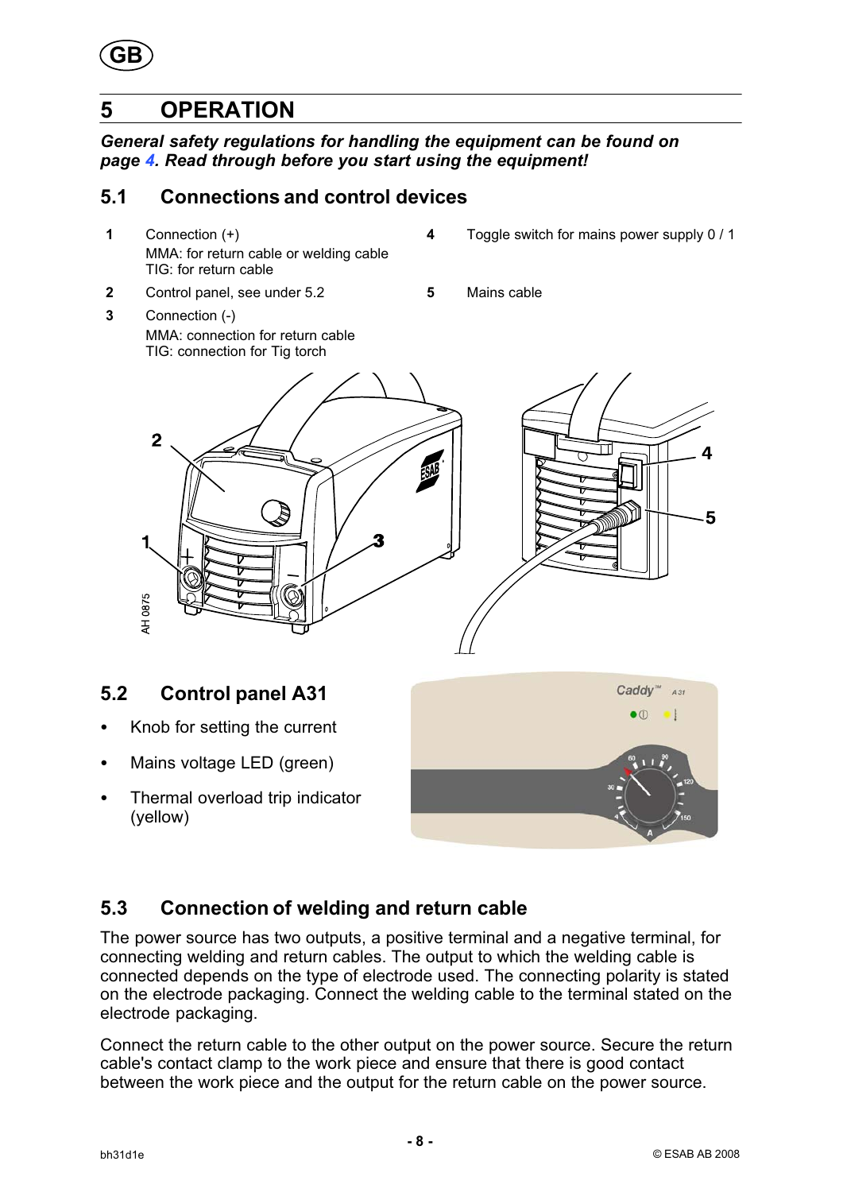# 5 OPERATION

***General safety regulations for handling the equipment can be found on page 4. Read through before you start using the equipment!***

## 5.1 Connections and control devices

| | | | |
|---|---|---|---|
| **1** | Connection (+)<br>MMA: for return cable or welding cable<br>TIG: for return cable | **4** | Toggle switch for mains power supply 0 / 1 |
| **2** | Control panel, see under 5.2 | **5** | Mains cable |
| **3** | Connection (-)<br>MMA: connection for return cable<br>TIG: connection for Tig torch | | |

## 5.2 Control panel A31

- Knob for setting the current
- Mains voltage LED (green)
- Thermal overload trip indicator (yellow)

## 5.3 Connection of welding and return cable

The power source has two outputs, a positive terminal and a negative terminal, for connecting welding and return cables. The output to which the welding cable is connected depends on the type of electrode used. The connecting polarity is stated on the electrode packaging. Connect the welding cable to the terminal stated on the electrode packaging.

Connect the return cable to the other output on the power source. Secure the return cable's contact clamp to the work piece and ensure that there is good contact between the work piece and the output for the return cable on the power source.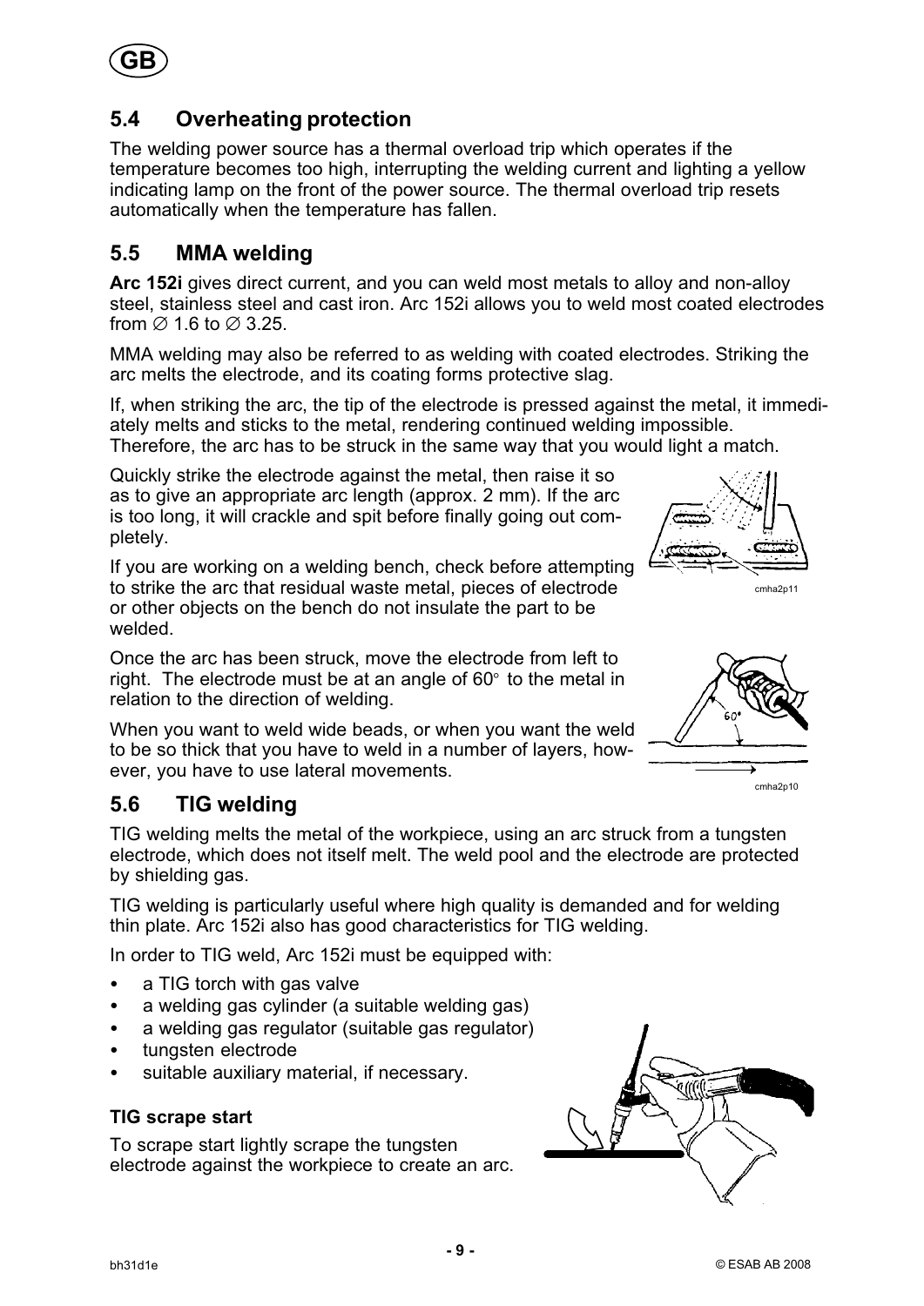## 5.4 Overheating protection

The welding power source has a thermal overload trip which operates if the temperature becomes too high, interrupting the welding current and lighting a yellow indicating lamp on the front of the power source. The thermal overload trip resets automatically when the temperature has fallen.

## 5.5 MMA welding

**Arc 152i** gives direct current, and you can weld most metals to alloy and non-alloy steel, stainless steel and cast iron. Arc 152i allows you to weld most coated electrodes from ∅ 1.6 to ∅ 3.25.

MMA welding may also be referred to as welding with coated electrodes. Striking the arc melts the electrode, and its coating forms protective slag.

If, when striking the arc, the tip of the electrode is pressed against the metal, it immediately melts and sticks to the metal, rendering continued welding impossible. Therefore, the arc has to be struck in the same way that you would light a match.

Quickly strike the electrode against the metal, then raise it so as to give an appropriate arc length (approx. 2 mm). If the arc is too long, it will crackle and spit before finally going out completely.

If you are working on a welding bench, check before attempting to strike the arc that residual waste metal, pieces of electrode or other objects on the bench do not insulate the part to be welded.

cmha2p11

Once the arc has been struck, move the electrode from left to right. The electrode must be at an angle of 60° to the metal in relation to the direction of welding.

When you want to weld wide beads, or when you want the weld to be so thick that you have to weld in a number of layers, however, you have to use lateral movements.

cmha2p10

## 5.6 TIG welding

TIG welding melts the metal of the workpiece, using an arc struck from a tungsten electrode, which does not itself melt. The weld pool and the electrode are protected by shielding gas.

TIG welding is particularly useful where high quality is demanded and for welding thin plate. Arc 152i also has good characteristics for TIG welding.

In order to TIG weld, Arc 152i must be equipped with:

- a TIG torch with gas valve
- a welding gas cylinder (a suitable welding gas)
- a welding gas regulator (suitable gas regulator)
- tungsten electrode
- suitable auxiliary material, if necessary.

### TIG scrape start

To scrape start lightly scrape the tungsten electrode against the workpiece to create an arc.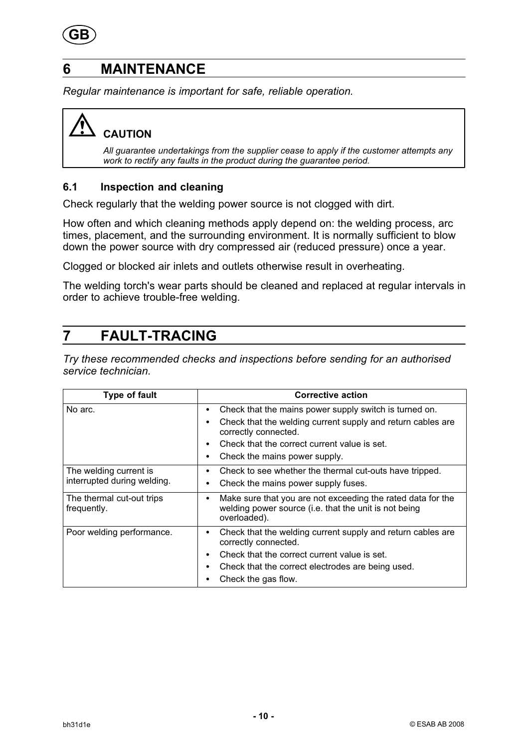# 6 MAINTENANCE

*Regular maintenance is important for safe, reliable operation.*

> **CAUTION**
>
> *All guarantee undertakings from the supplier cease to apply if the customer attempts any work to rectify any faults in the product during the guarantee period.*

## 6.1 Inspection and cleaning

Check regularly that the welding power source is not clogged with dirt.

How often and which cleaning methods apply depend on: the welding process, arc times, placement, and the surrounding environment. It is normally sufficient to blow down the power source with dry compressed air (reduced pressure) once a year.

Clogged or blocked air inlets and outlets otherwise result in overheating.

The welding torch's wear parts should be cleaned and replaced at regular intervals in order to achieve trouble-free welding.

# 7 FAULT-TRACING

*Try these recommended checks and inspections before sending for an authorised service technician.*

| Type of fault | Corrective action |
|---|---|
| No arc. | • Check that the mains power supply switch is turned on.<br>• Check that the welding current supply and return cables are correctly connected.<br>• Check that the correct current value is set.<br>• Check the mains power supply. |
| The welding current is interrupted during welding. | • Check to see whether the thermal cut-outs have tripped.<br>• Check the mains power supply fuses. |
| The thermal cut-out trips frequently. | • Make sure that you are not exceeding the rated data for the welding power source (i.e. that the unit is not being overloaded). |
| Poor welding performance. | • Check that the welding current supply and return cables are correctly connected.<br>• Check that the correct current value is set.<br>• Check that the correct electrodes are being used.<br>• Check the gas flow. |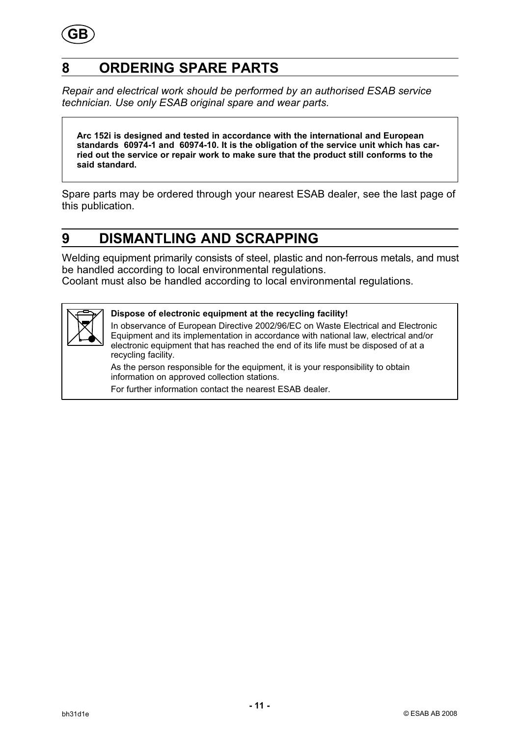## 8 ORDERING SPARE PARTS

*Repair and electrical work should be performed by an authorised ESAB service technician. Use only ESAB original spare and wear parts.*

**Arc 152i is designed and tested in accordance with the international and European standards 60974-1 and 60974-10. It is the obligation of the service unit which has carried out the service or repair work to make sure that the product still conforms to the said standard.**

Spare parts may be ordered through your nearest ESAB dealer, see the last page of this publication.

## 9 DISMANTLING AND SCRAPPING

Welding equipment primarily consists of steel, plastic and non-ferrous metals, and must be handled according to local environmental regulations.
Coolant must also be handled according to local environmental regulations.

**Dispose of electronic equipment at the recycling facility!**

In observance of European Directive 2002/96/EC on Waste Electrical and Electronic Equipment and its implementation in accordance with national law, electrical and/or electronic equipment that has reached the end of its life must be disposed of at a recycling facility.

As the person responsible for the equipment, it is your responsibility to obtain information on approved collection stations.

For further information contact the nearest ESAB dealer.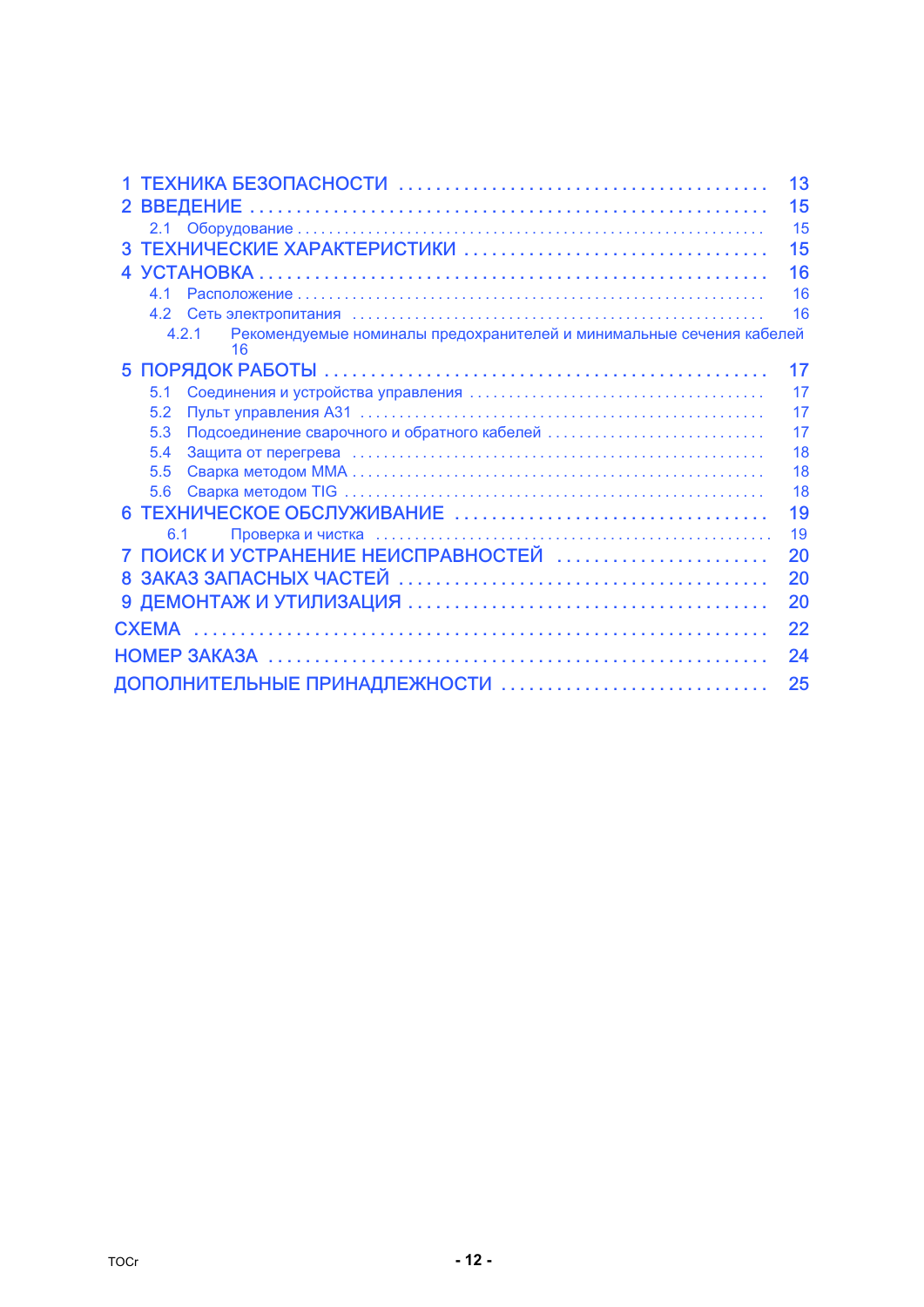| | |
|---|---|
| 1 ТЕХНИКА БЕЗОПАСНОСТИ | 13 |
| 2 ВВЕДЕНИЕ | 15 |
| 2.1 Оборудование | 15 |
| 3 ТЕХНИЧЕСКИЕ ХАРАКТЕРИСТИКИ | 15 |
| 4 УСТАНОВКА | 16 |
| 4.1 Расположение | 16 |
| 4.2 Сеть электропитания | 16 |
| 4.2.1 Рекомендуемые номиналы предохранителей и минимальные сечения кабелей | 16 |
| 5 ПОРЯДОК РАБОТЫ | 17 |
| 5.1 Соединения и устройства управления | 17 |
| 5.2 Пульт управления A31 | 17 |
| 5.3 Подсоединение сварочного и обратного кабелей | 17 |
| 5.4 Защита от перегрева | 18 |
| 5.5 Сварка методом MMA | 18 |
| 5.6 Сварка методом TIG | 18 |
| 6 ТЕХНИЧЕСКОЕ ОБСЛУЖИВАНИЕ | 19 |
| 6.1 Проверка и чистка | 19 |
| 7 ПОИСК И УСТРАНЕНИЕ НЕИСПРАВНОСТЕЙ | 20 |
| 8 ЗАКАЗ ЗАПАСНЫХ ЧАСТЕЙ | 20 |
| 9 ДЕМОНТАЖ И УТИЛИЗАЦИЯ | 20 |
| СХЕМА | 22 |
| НОМЕР ЗАКАЗА | 24 |
| ДОПОЛНИТЕЛЬНЫЕ ПРИНАДЛЕЖНОСТИ | 25 |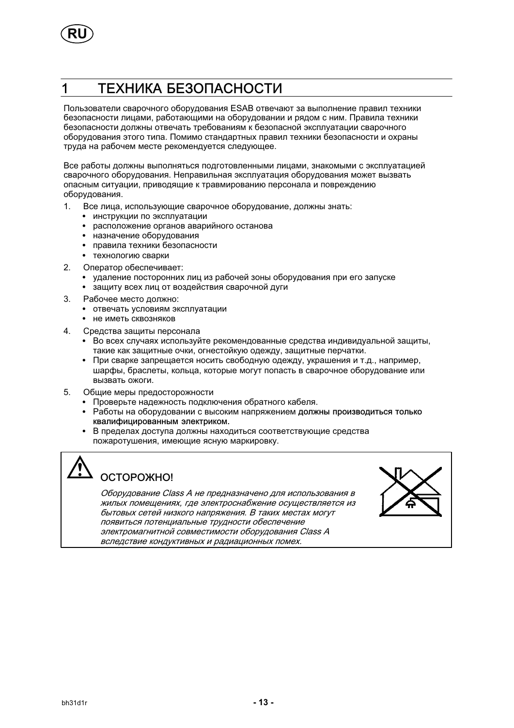# 1 ТЕХНИКА БЕЗОПАСНОСТИ

Пользователи сварочного оборудования ESAB отвечают за выполнение правил техники безопасности лицами, работающими на оборудовании и рядом с ним. Правила техники безопасности должны отвечать требованиям к безопасной эксплуатации сварочного оборудования этого типа. Помимо стандартных правил техники безопасности и охраны труда на рабочем месте рекомендуется следующее.

Все работы должны выполняться подготовленными лицами, знакомыми с эксплуатацией сварочного оборудования. Неправильная эксплуатация оборудования может вызвать опасным ситуации, приводящие к травмированию персонала и повреждению оборудования.

1. Все лица, использующие сварочное оборудование, должны знать:
   - инструкции по эксплуатации
   - расположение органов аварийного останова
   - назначение оборудования
   - правила техники безопасности
   - технологию сварки
2. Оператор обеспечивает:
   - удаление посторонних лиц из рабочей зоны оборудования при его запуске
   - защиту всех лиц от воздействия сварочной дуги
3. Рабочее место должно:
   - отвечать условиям эксплуатации
   - не иметь сквозняков
4. Средства защиты персонала
   - Во всех случаях используйте рекомендованные средства индивидуальной защиты, такие как защитные очки, огнестойкую одежду, защитные перчатки.
   - При сварке запрещается носить свободную одежду, украшения и т.д., например, шарфы, браслеты, кольца, которые могут попасть в сварочное оборудование или вызвать ожоги.
5. Общие меры предосторожности
   - Проверьте надежность подключения обратного кабеля.
   - Работы на оборудовании с высоким напряжением **должны производиться только квалифицированным электриком.**
   - В пределах доступа должны находиться соответствующие средства пожаротушения, имеющие ясную маркировку.

**ОСТОРОЖНО!**

*Оборудование Class A не предназначено для использования в жилых помещениях, где электроснабжение осуществляется из бытовых сетей низкого напряжения. В таких местах могут появиться потенциальные трудности обеспечение электромагнитной совместимости оборудования Class A вследствие кондуктивных и радиационных помех.*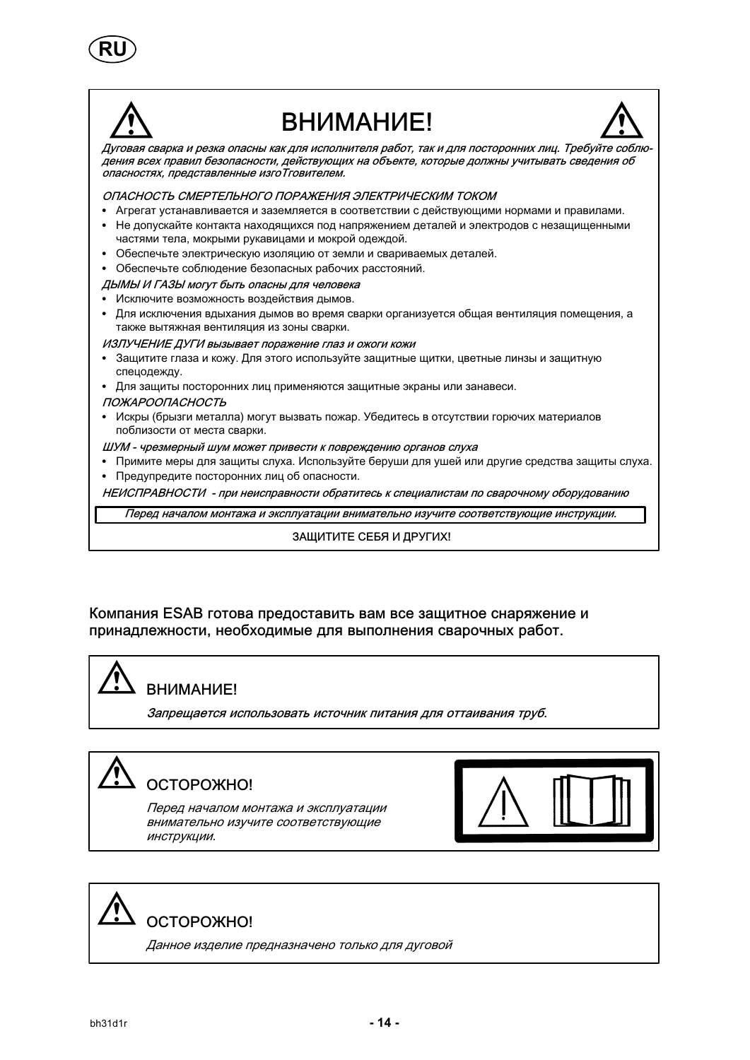# ВНИМАНИЕ!

*Дуговая сварка и резка опасны как для исполнителя работ, так и для посторонних лиц. Требуйте соблюдения всех правил безопасности, действующих на объекте, которые должны учитывать сведения об опасностях, представленные изгоТтовителем.*

*ОПАСНОСТЬ СМЕРТЕЛЬНОГО ПОРАЖЕНИЯ ЭЛЕКТРИЧЕСКИМ ТОКОМ*

- Агрегат устанавливается и заземляется в соответствии с действующими нормами и правилами.
- Не допускайте контакта находящихся под напряжением деталей и электродов с незащищенными частями тела, мокрыми рукавицами и мокрой одеждой.
- Обеспечьте электрическую изоляцию от земли и свариваемых деталей.
- Обеспечьте соблюдение безопасных рабочих расстояний.

*ДЫМЫ И ГАЗЫ могут быть опасны для человека*

- Исключите возможность воздействия дымов.
- Для исключения вдыхания дымов во время сварки организуется общая вентиляция помещения, а также вытяжная вентиляция из зоны сварки.

*ИЗЛУЧЕНИЕ ДУГИ вызывает поражение глаз и ожоги кожи*

- Защитите глаза и кожу. Для этого используйте защитные щитки, цветные линзы и защитную спецодежду.
- Для защиты посторонних лиц применяются защитные экраны или занавеси.

*ПОЖАРООПАСНОСТЬ*

- Искры (брызги металла) могут вызвать пожар. Убедитесь в отсутствии горючих материалов поблизости от места сварки.

*ШУМ - чрезмерный шум может привести к повреждению органов слуха*

- Примите меры для защиты слуха. Используйте беруши для ушей или другие средства защиты слуха.
- Предупредите посторонних лиц об опасности.

*НЕИСПРАВНОСТИ - при неисправности обратитесь к специалистам по сварочному оборудованию*

*Перед началом монтажа и эксплуатации внимательно изучите соответствующие инструкции.*

ЗАЩИТИТЕ СЕБЯ И ДРУГИХ!

**Компания ESAB готова предоставить вам все защитное снаряжение и принадлежности, необходимые для выполнения сварочных работ.**

## ВНИМАНИЕ!

*Запрещается использовать источник питания для оттаивания труб.*

## ОСТОРОЖНО!

*Перед началом монтажа и эксплуатации внимательно изучите соответствующие инструкции.*

## ОСТОРОЖНО!

*Данное изделие предназначено только для дуговой*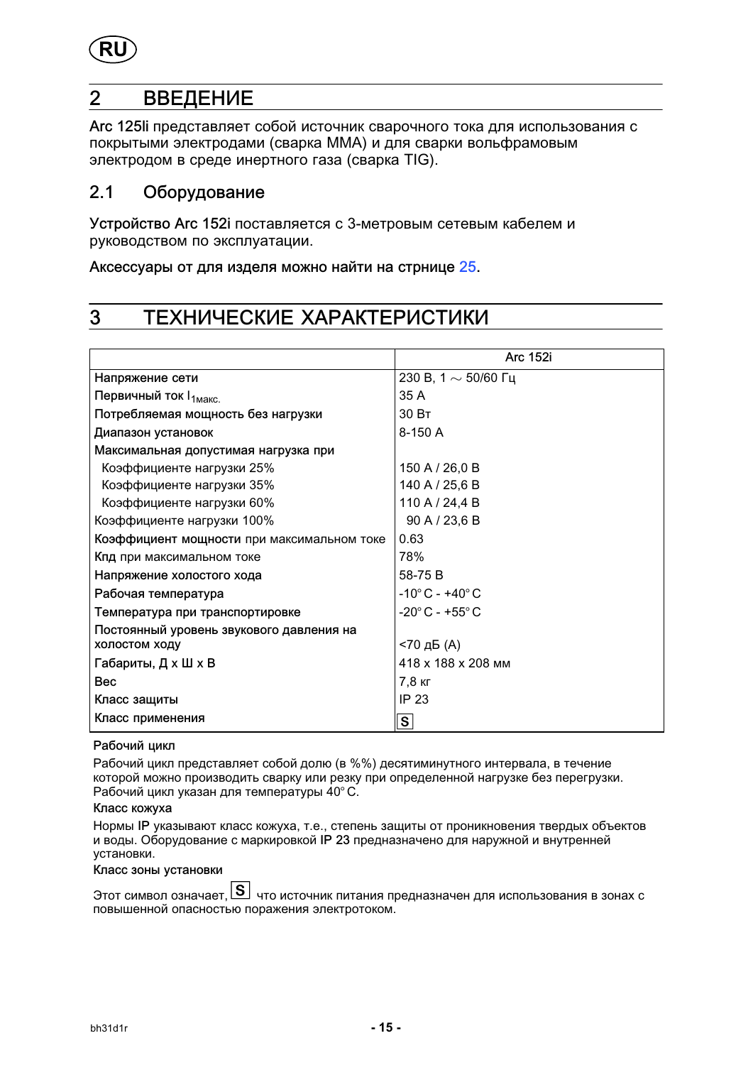## 2 ВВЕДЕНИЕ

**Arc 125li** представляет собой источник сварочного тока для использования с покрытыми электродами (сварка MMA) и для сварки вольфрамовым электродом в среде инертного газа (сварка TIG).

### 2.1 Оборудование

**Устройство Arc 152i** поставляется с 3-метровым сетевым кабелем и руководством по эксплуатации.

**Аксессуары от для изделя можно найти на стрнице** 25.

## 3 ТЕХНИЧЕСКИЕ ХАРАКТЕРИСТИКИ

| | Arc 152i |
|---|---|
| Напряжение сети | 230 В, 1 ~ 50/60 Гц |
| Первичный ток $I_{1макс.}$ | 35 А |
| Потребляемая мощность без нагрузки | 30 Вт |
| Диапазон установок | 8-150 А |
| Максимальная допустимая нагрузка при | |
| Коэффициенте нагрузки 25% | 150 А / 26,0 В |
| Коэффициенте нагрузки 35% | 140 А / 25,6 В |
| Коэффициенте нагрузки 60% | 110 А / 24,4 В |
| Коэффициенте нагрузки 100% | 90 А / 23,6 В |
| Коэффициент мощности при максимальном токе | 0.63 |
| Кпд при максимальном токе | 78% |
| Напряжение холостого хода | 58-75 В |
| Рабочая температура | -10°C - +40°C |
| Температура при транспортировке | -20°C - +55°C |
| Постоянный уровень звукового давления на холостом ходу | <70 дБ (А) |
| Габариты, Д x Ш x В | 418 x 188 x 208 мм |
| Вес | 7,8 кг |
| Класс защиты | IP 23 |
| Класс применения | S |

**Рабочий цикл**

Рабочий цикл представляет собой долю (в %%) десятиминутного интервала, в течение которой можно производить сварку или резку при определенной нагрузке без перегрузки. Рабочий цикл указан для температуры 40°C.

**Класс кожуха**

Нормы **IP** указывают класс кожуха, т.е., степень защиты от проникновения твердых объектов и воды. Оборудование с маркировкой **IP 23** предназначено для наружной и внутренней установки.

**Класс зоны установки**

Этот символ означает, S что источник питания предназначен для использования в зонах с повышенной опасностью поражения электротоком.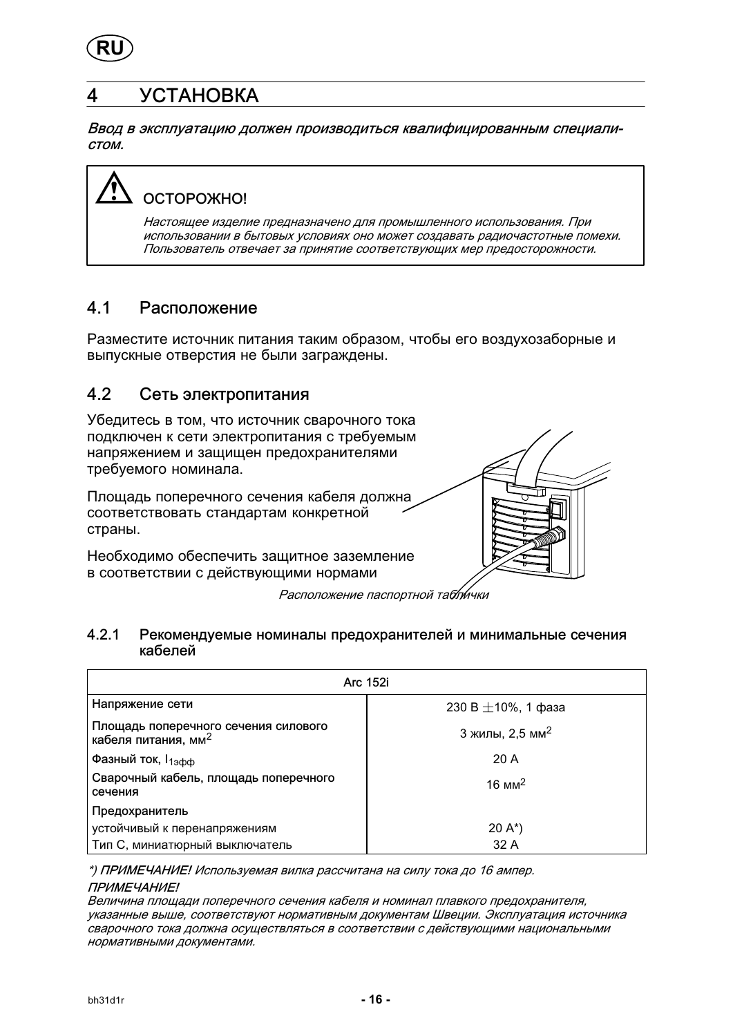# 4 УСТАНОВКА

*Ввод в эксплуатацию должен производиться квалифицированным специалистом.*

> **ОСТОРОЖНО!**
>
> *Настоящее изделие предназначено для промышленного использования. При использовании в бытовых условиях оно может создавать радиочастотные помехи. Пользователь отвечает за принятие соответствующих мер предосторожности.*

## 4.1 Расположение

Разместите источник питания таким образом, чтобы его воздухозаборные и выпускные отверстия не были заграждены.

## 4.2 Сеть электропитания

Убедитесь в том, что источник сварочного тока подключен к сети электропитания с требуемым напряжением и защищен предохранителями требуемого номинала.

Площадь поперечного сечения кабеля должна соответствовать стандартам конкретной страны.

Необходимо обеспечить защитное заземление в соответствии с действующими нормами

*Расположение паспортной таблички*

### 4.2.1 Рекомендуемые номиналы предохранителей и минимальные сечения кабелей

| Arc 152i | |
|---|---|
| Напряжение сети | 230 В ±10%, 1 фаза |
| Площадь поперечного сечения силового кабеля питания, мм$^2$ | 3 жилы, 2,5 мм$^2$ |
| Фазный ток, $I_{1эфф}$ | 20 А |
| Сварочный кабель, площадь поперечного сечения | 16 мм$^2$ |
| Предохранитель | |
| устойчивый к перенапряжениям | 20 А*) |
| Тип С, миниатюрный выключатель | 32 А |

*\*) ПРИМЕЧАНИЕ! Используемая вилка рассчитана на силу тока до 16 ампер.*

*ПРИМЕЧАНИЕ!*
*Величина площади поперечного сечения кабеля и номинал плавкого предохранителя, указанные выше, соответствуют нормативным документам Швеции. Эксплуатация источника сварочного тока должна осуществляться в соответствии с действующими национальными нормативными документами.*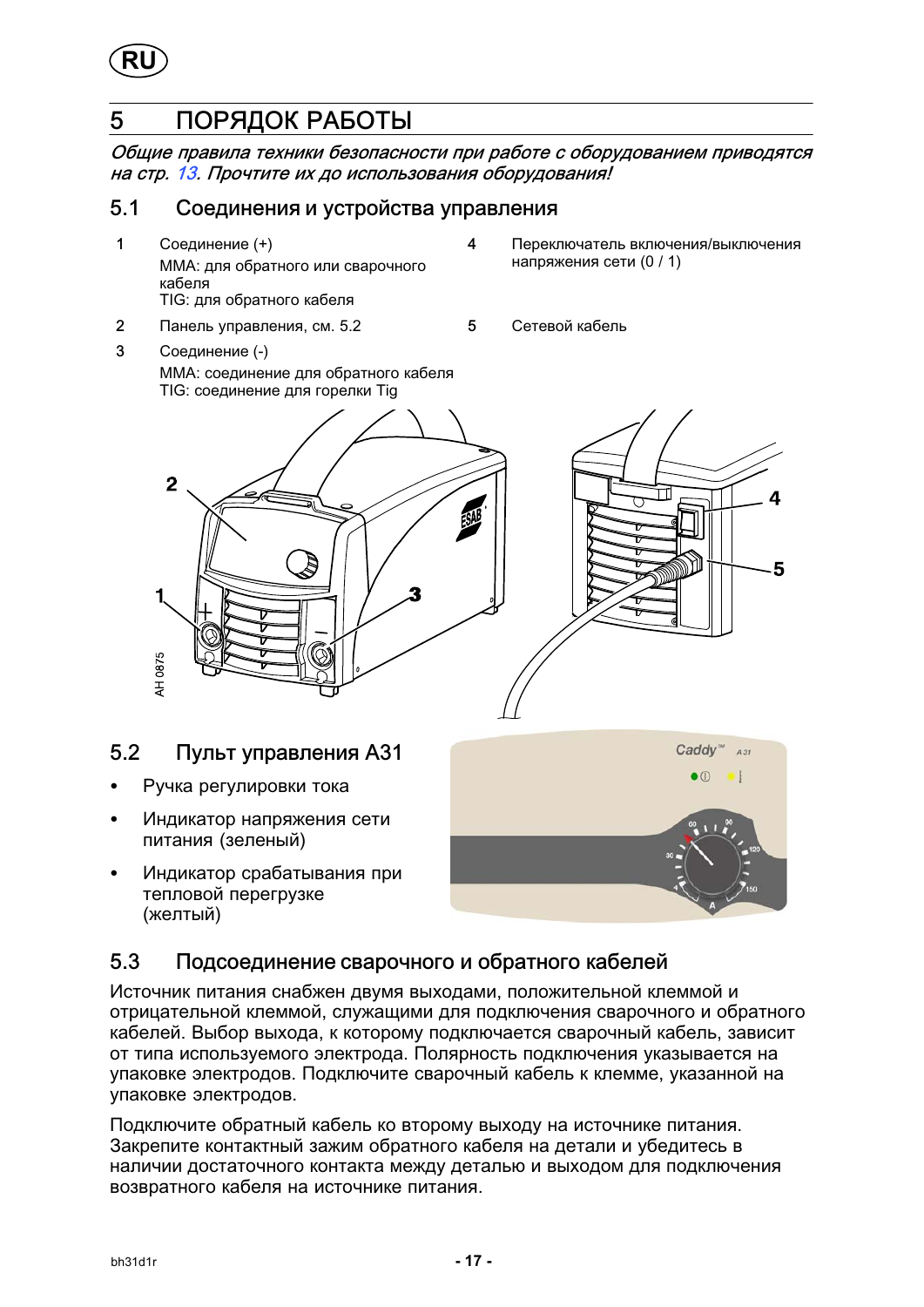# 5 ПОРЯДОК РАБОТЫ

*Общие правила техники безопасности при работе с оборудованием приводятся на стр. 13. Прочтите их до использования оборудования!*

## 5.1 Соединения и устройства управления

1. Соединение (+)
   MMA: для обратного или сварочного кабеля
   TIG: для обратного кабеля
2. Панель управления, см. 5.2
3. Соединение (-)
   MMA: соединение для обратного кабеля
   TIG: соединение для горелки Tig
4. Переключатель включения/выключения напряжения сети (0 / 1)
5. Сетевой кабель

## 5.2 Пульт управления A31

- Ручка регулировки тока
- Индикатор напряжения сети питания (зеленый)
- Индикатор срабатывания при тепловой перегрузке (желтый)

## 5.3 Подсоединение сварочного и обратного кабелей

Источник питания снабжен двумя выходами, положительной клеммой и отрицательной клеммой, служащими для подключения сварочного и обратного кабелей. Выбор выхода, к которому подключается сварочный кабель, зависит от типа используемого электрода. Полярность подключения указывается на упаковке электродов. Подключите сварочный кабель к клемме, указанной на упаковке электродов.

Подключите обратный кабель ко второму выходу на источнике питания. Закрепите контактный зажим обратного кабеля на детали и убедитесь в наличии достаточного контакта между деталью и выходом для подключения возвратного кабеля на источнике питания.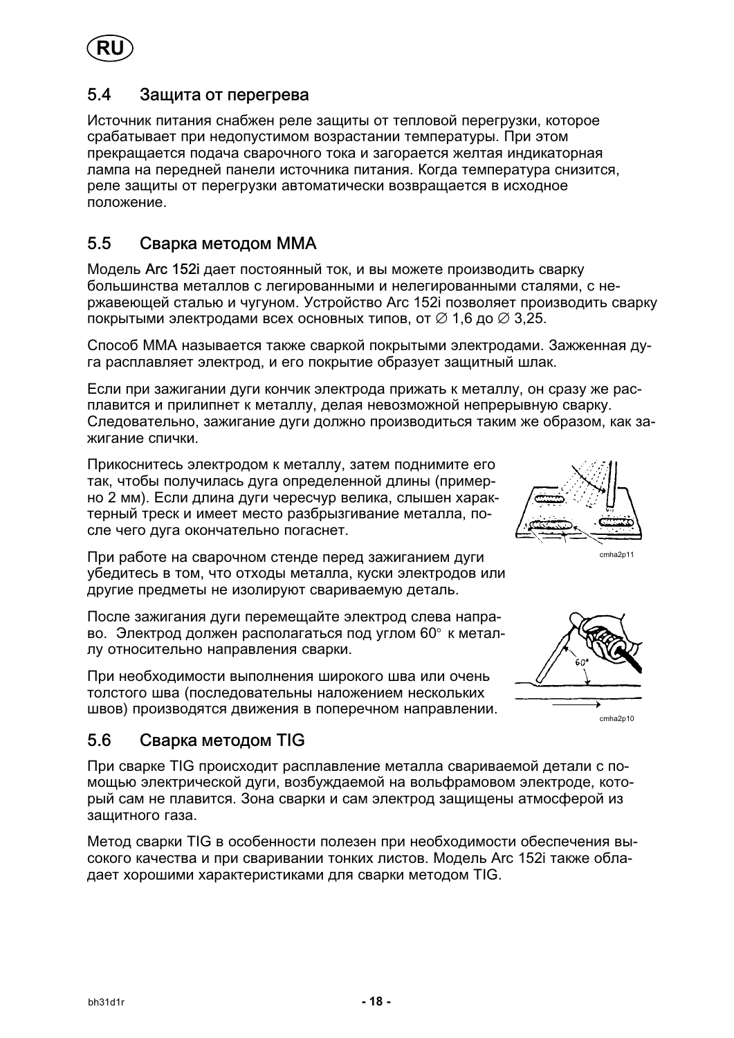## 5.4 Защита от перегрева

Источник питания снабжен реле защиты от тепловой перегрузки, которое срабатывает при недопустимом возрастании температуры. При этом прекращается подача сварочного тока и загорается желтая индикаторная лампа на передней панели источника питания. Когда температура снизится, реле защиты от перегрузки автоматически возвращается в исходное положение.

## 5.5 Сварка методом MMA

Модель **Arc 152i** дает постоянный ток, и вы можете производить сварку большинства металлов с легированными и нелегированными сталями, с нержавеющей сталью и чугуном. Устройство Arc 152i позволяет производить сварку покрытыми электродами всех основных типов, от ∅ 1,6 до ∅ 3,25.

Способ MMA называется также сваркой покрытыми электродами. Зажженная дуга расплавляет электрод, и его покрытие образует защитный шлак.

Если при зажигании дуги кончик электрода прижать к металлу, он сразу же расплавится и прилипнет к металлу, делая невозможной непрерывную сварку. Следовательно, зажигание дуги должно производиться таким же образом, как зажигание спички.

Прикоснитесь электродом к металлу, затем поднимите его так, чтобы получилась дуга определенной длины (примерно 2 мм). Если длина дуги чересчур велика, слышен характерный треск и имеет место разбрызгивание металла, после чего дуга окончательно погаснет.

cmha2p11

При работе на сварочном стенде перед зажиганием дуги убедитесь в том, что отходы металла, куски электродов или другие предметы не изолируют свариваемую деталь.

После зажигания дуги перемещайте электрод слева направо. Электрод должен располагаться под углом 60° к металлу относительно направления сварки.

При необходимости выполнения широкого шва или очень толстого шва (последовательны наложением нескольких швов) производятся движения в поперечном направлении.

cmha2p10

## 5.6 Сварка методом TIG

При сварке TIG происходит расплавление металла свариваемой детали с помощью электрической дуги, возбуждаемой на вольфрамовом электроде, который сам не плавится. Зона сварки и сам электрод защищены атмосферой из защитного газа.

Метод сварки TIG в особенности полезен при необходимости обеспечения высокого качества и при сваривании тонких листов. Модель Arc 152i также обладает хорошими характеристиками для сварки методом TIG.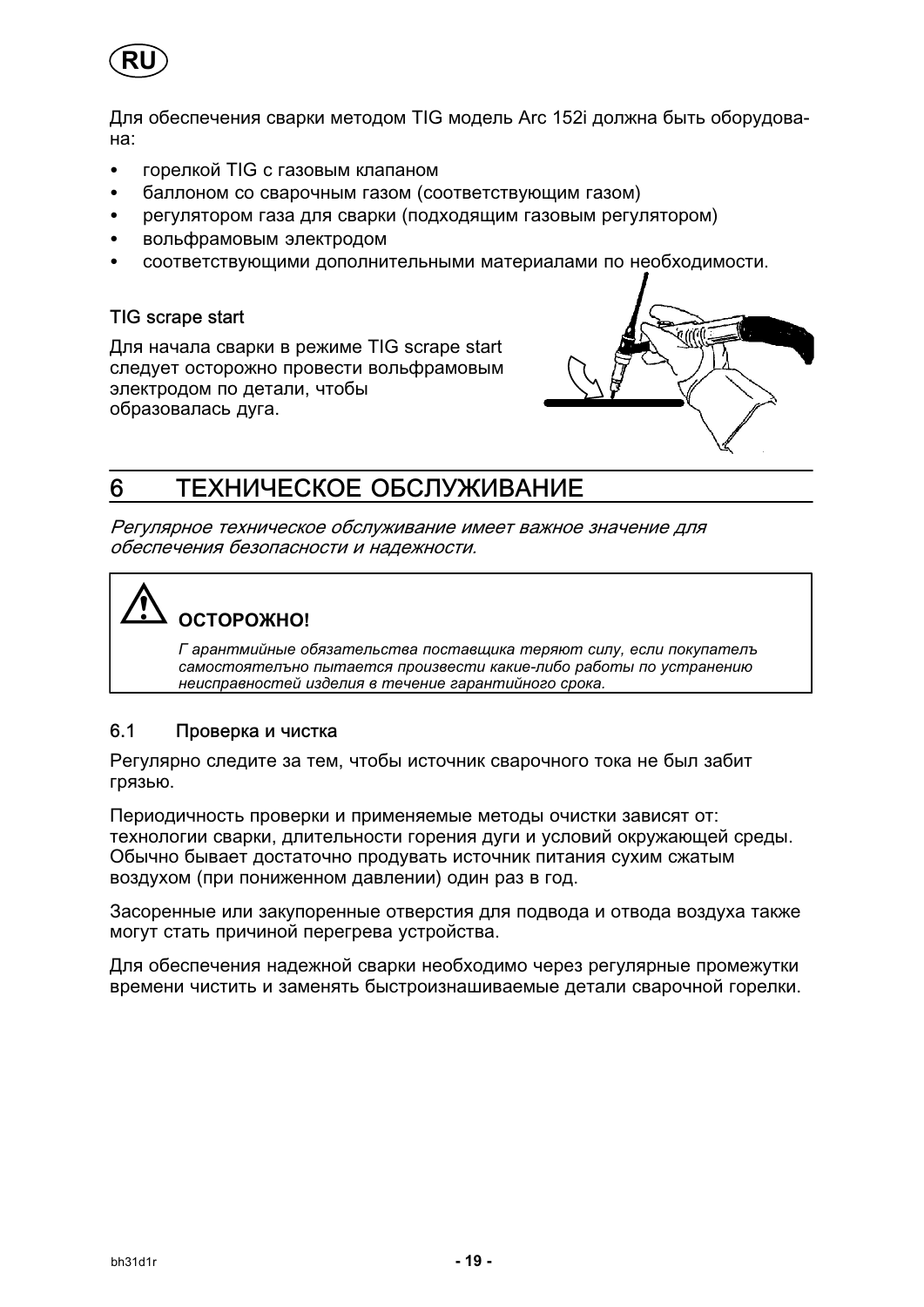Для обеспечения сварки методом TIG модель Arc 152i должна быть оборудована:

- горелкой TIG с газовым клапаном
- баллоном со сварочным газом (соответствующим газом)
- регулятором газа для сварки (подходящим газовым регулятором)
- вольфрамовым электродом
- соответствующими дополнительными материалами по необходимости.

### TIG scrape start

Для начала сварки в режиме TIG scrape start следует осторожно провести вольфрамовым электродом по детали, чтобы образовалась дуга.

## 6 ТЕХНИЧЕСКОЕ ОБСЛУЖИВАНИЕ

*Регулярное техническое обслуживание имеет важное значение для обеспечения безопасности и надежности.*

> **ОСТОРОЖНО!**
>
> *Г арантмийные обязательства поставщика теряют силу, если покупателъ самостоятелъно пытается произвести какие-либо работы по устранению неисправностей изделия в течение гарантийного срока.*

### 6.1 Проверка и чистка

Регулярно следите за тем, чтобы источник сварочного тока не был забит грязью.

Периодичность проверки и применяемые методы очистки зависят от: технологии сварки, длительности горения дуги и условий окружающей среды. Обычно бывает достаточно продувать источник питания сухим сжатым воздухом (при пониженном давлении) один раз в год.

Засоренные или закупоренные отверстия для подвода и отвода воздуха также могут стать причиной перегрева устройства.

Для обеспечения надежной сварки необходимо через регулярные промежутки времени чистить и заменять быстроизнашиваемые детали сварочной горелки.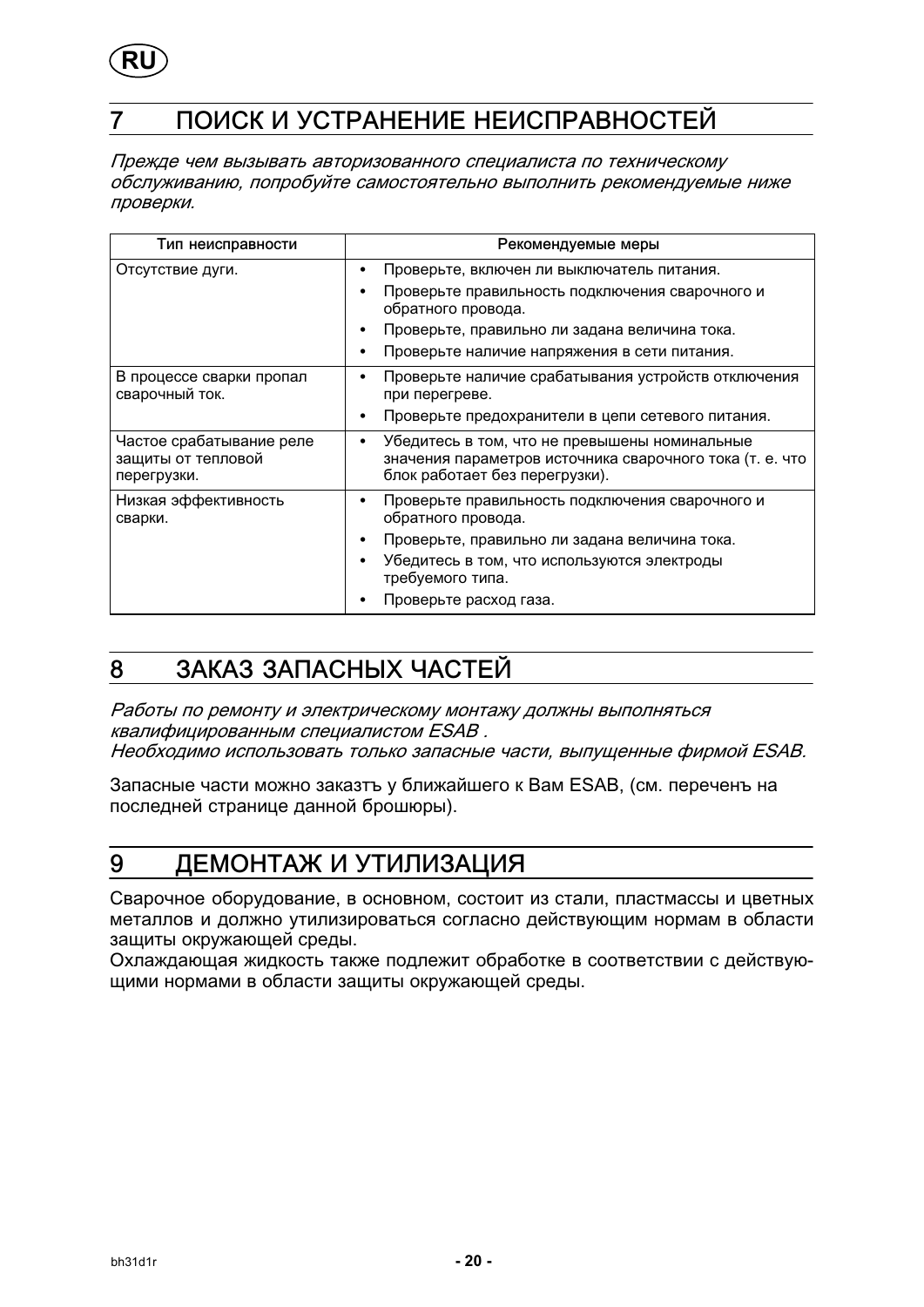## 7 ПОИСК И УСТРАНЕНИЕ НЕИСПРАВНОСТЕЙ

*Прежде чем вызывать авторизованного специалиста по техническому обслуживанию, попробуйте самостоятельно выполнить рекомендуемые ниже проверки.*

| Тип неисправности | Рекомендуемые меры |
|---|---|
| Отсутствие дуги. | • Проверьте, включен ли выключатель питания.<br>• Проверьте правильность подключения сварочного и обратного провода.<br>• Проверьте, правильно ли задана величина тока.<br>• Проверьте наличие напряжения в сети питания. |
| В процессе сварки пропал сварочный ток. | • Проверьте наличие срабатывания устройств отключения при перегреве.<br>• Проверьте предохранители в цепи сетевого питания. |
| Частое срабатывание реле защиты от тепловой перегрузки. | • Убедитесь в том, что не превышены номинальные значения параметров источника сварочного тока (т. е. что блок работает без перегрузки). |
| Низкая эффективность сварки. | • Проверьте правильность подключения сварочного и обратного провода.<br>• Проверьте, правильно ли задана величина тока.<br>• Убедитесь в том, что используются электроды требуемого типа.<br>• Проверьте расход газа. |

## 8 ЗАКАЗ ЗАПАСНЫХ ЧАСТЕЙ

*Работы по ремонту и электрическому монтажу должны выполняться квалифицированным специалистом ESAB .*
*Необходимо использовать только запасные части, выпущенные фирмой ESAB.*

Запасные части можно заказтъ у ближайшего к Вам ESAB, (см. переченъ на последней странице данной брошюры).

## 9 ДЕМОНТАЖ И УТИЛИЗАЦИЯ

Сварочное оборудование, в основном, состоит из стали, пластмассы и цветных металлов и должно утилизироваться согласно действующим нормам в области защиты окружающей среды.
Охлаждающая жидкость также подлежит обработке в соответствии с действующими нормами в области защиты окружающей среды.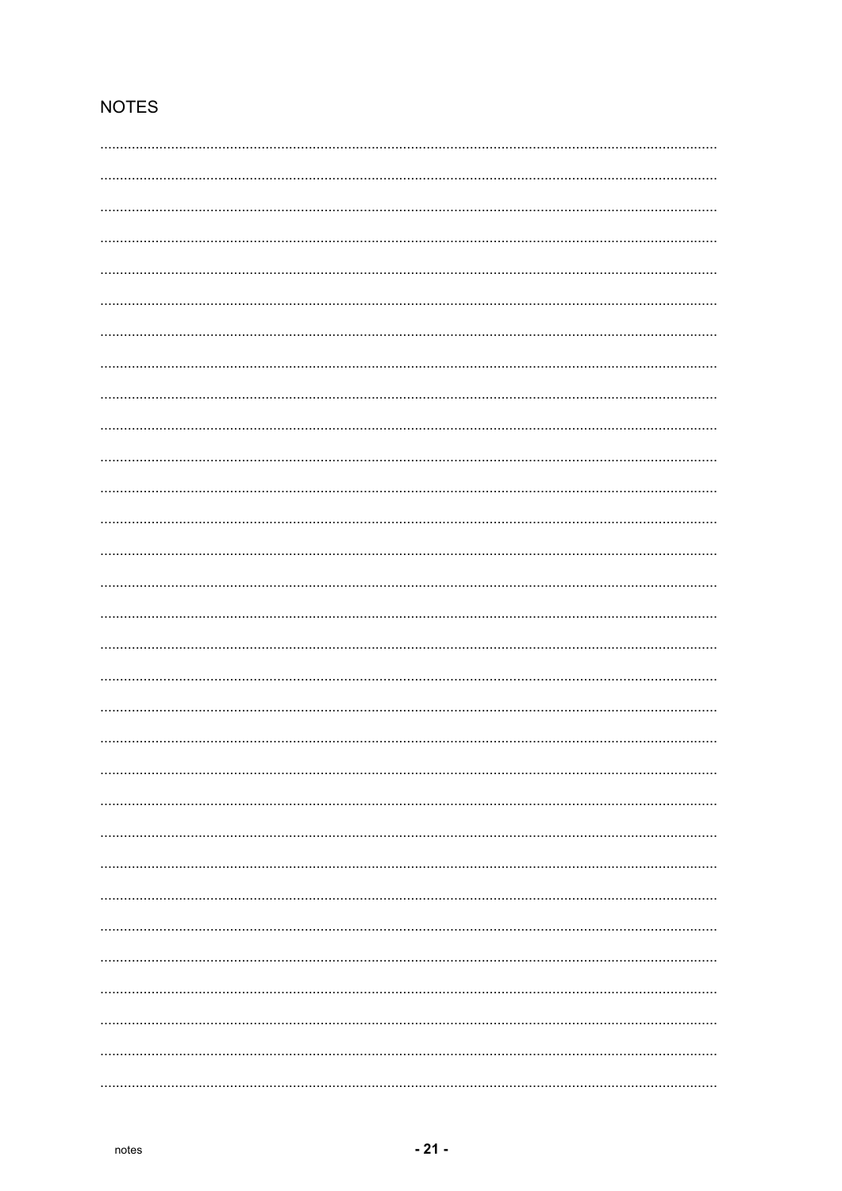NOTES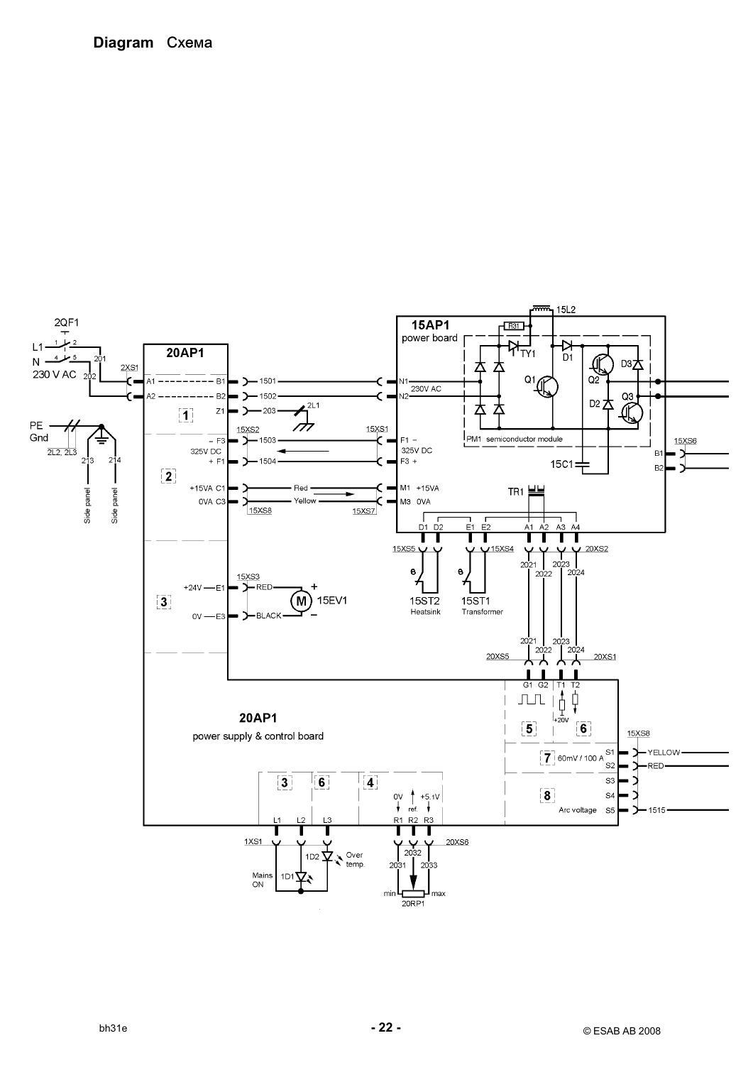# Diagram Схема

2QF1

L1 — 1 — 2 — 201

N — 4 — 5

230 V AC 202

2XS1

PE Gnd

2L2, 2L3

213 214

Side panel Side panel

**20AP1**

A1 ----- B1 — 1501
A2 ----- B2 — 1502
Z1 — 203 — 2L1

1

15XS2

– F3 — 1503
325V DC
+ F1 — 1504

2

+15VA C1 — Red
0VA C3 — Yellow

15XS8 15XS7

15XS3

+24V — E1 — RED
0V — E3 — BLACK

3

M 15EV1

**15AP1**

power board

15L2

R31

TY1 D1

Q1 Q2 D3

Q3 D2

N1 230V AC
N2

15XS1

F1 –
325V DC
F3 +

PM1 semiconductor module

15C1

15XS6

B1
B2

M1 +15VA
M3 0VA

TR1

D1 D2 E1 E2 A1 A2 A3 A4

15XS5 15XS4 20XS2

2021 2022 2023 2024

15ST2 Heatsink

15ST1 Transformer

2021 2022 2023 2024

20XS5 20XS1

G1 G2 T1 T2

+20V

5 6

**20AP1**

power supply & control board

15XS8

S1 — YELLOW
S2 — RED
S3
S4
S5 — 1515

7 60mV / 100 A

8 Arc voltage

3 6 4

0V ref. +5.1V

L1 L2 L3 R1 R2 R3

1XS1 20XS6

1D2 Over temp.

Mains ON 1D1

2032

2031 2033

min max

20RP1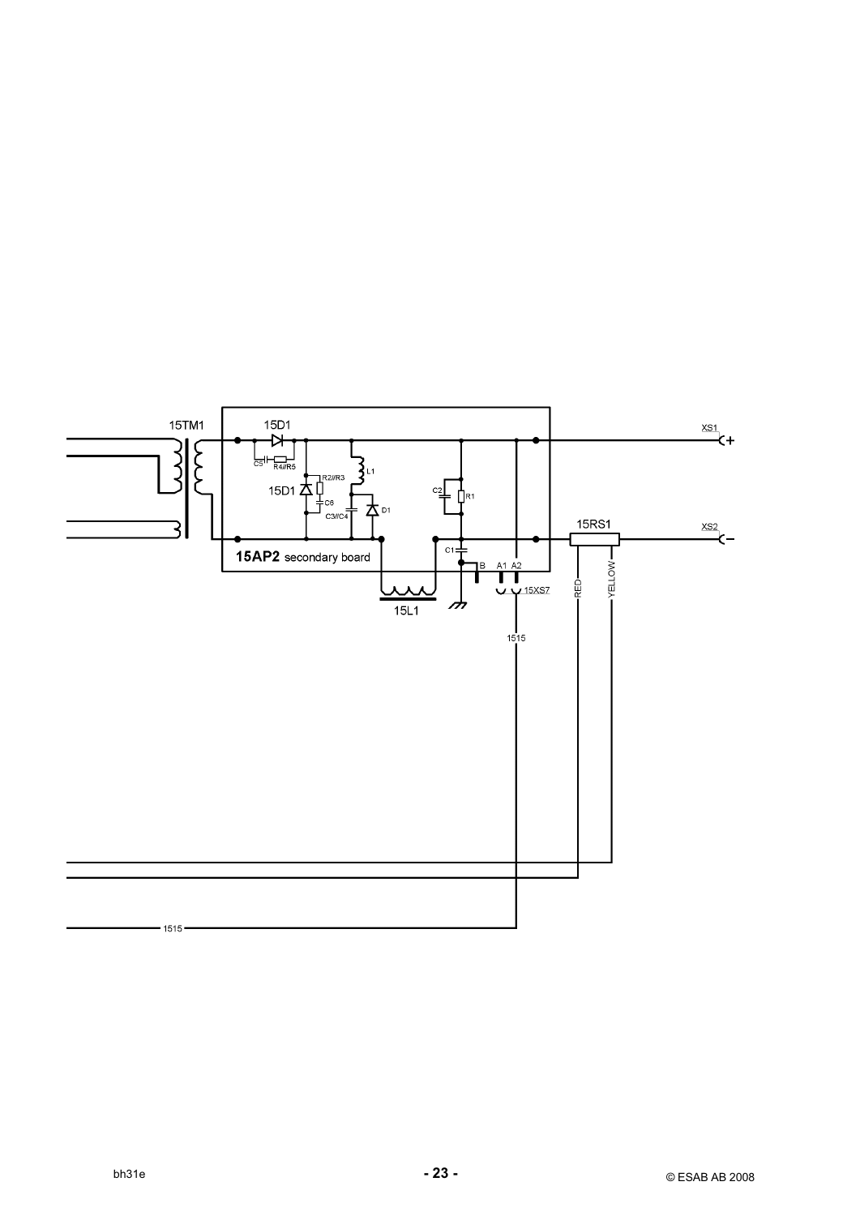15TM1

15D1

C5

R4//R5

R2//R3

15D1

C6

C3//C4

L1

D1

C2

R1

C1

B A1 A2

15XS7

**15AP2** secondary board

15L1

1515

15RS1

RED

YELLOW

XS1 +

XS2 −

1515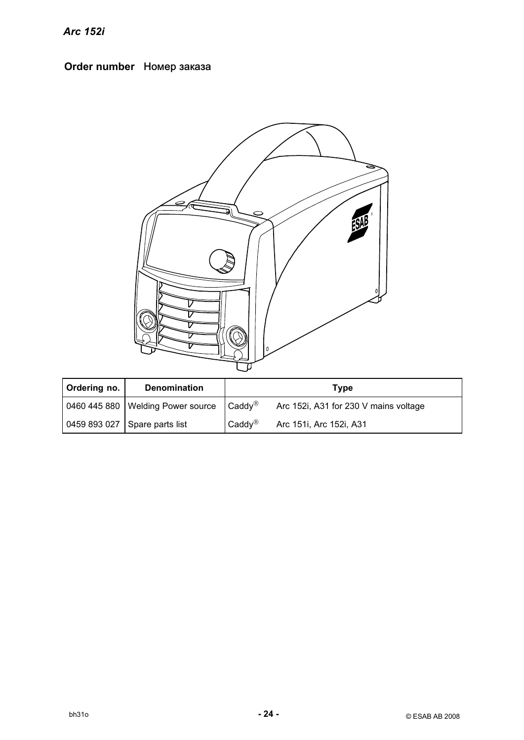## Order number   Номер заказа

| Ordering no. | Denomination | Type | |
|---|---|---|---|
| 0460 445 880 | Welding Power source | Caddy® | Arc 152i, A31 for 230 V mains voltage |
| 0459 893 027 | Spare parts list | Caddy® | Arc 151i, Arc 152i, A31 |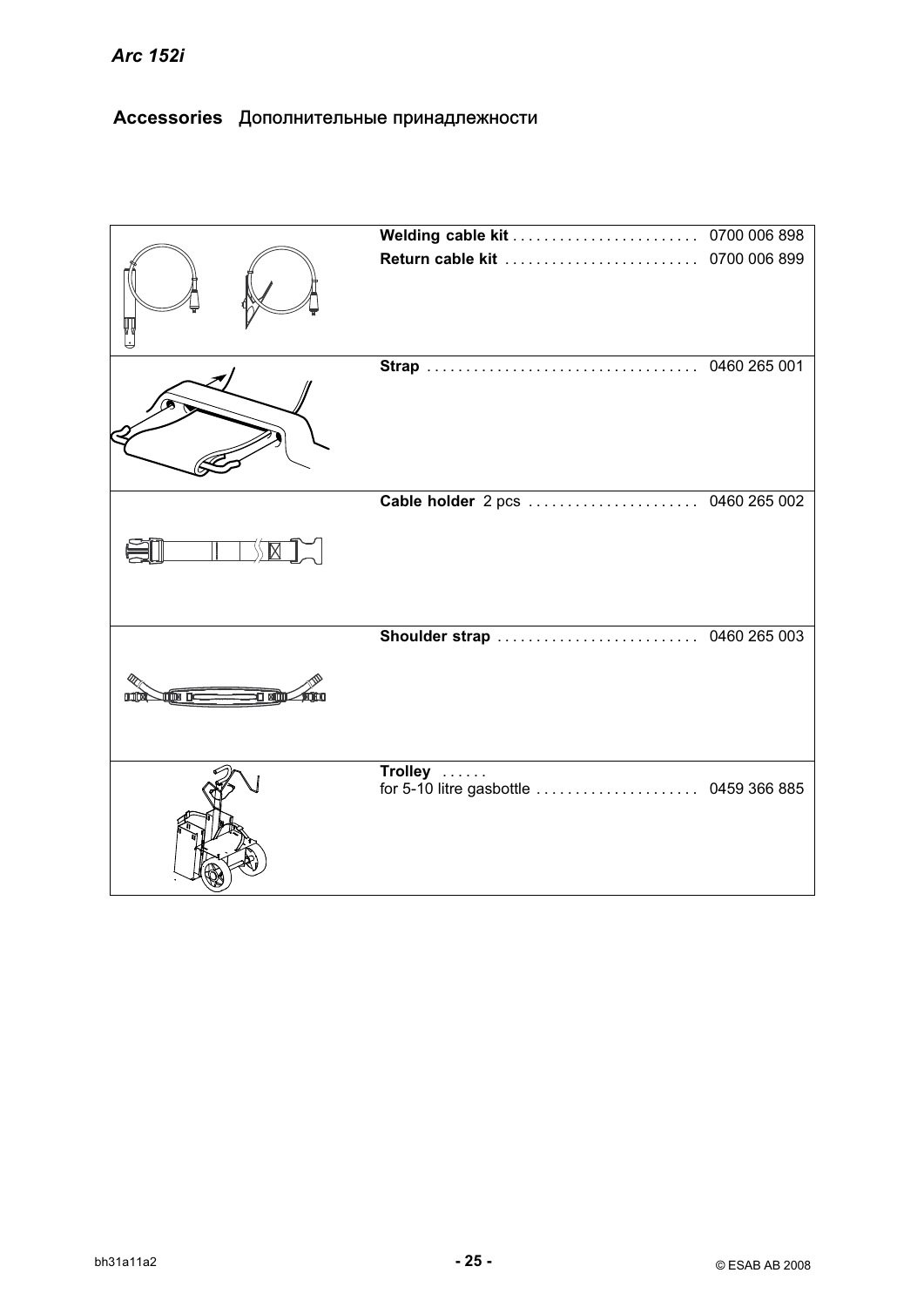## Accessories Дополнительные принадлежности

| Item | Ordering no. |
|---|---|
| **Welding cable kit** | 0700 006 898 |
| **Return cable kit** | 0700 006 899 |
| **Strap** | 0460 265 001 |
| **Cable holder** 2 pcs | 0460 265 002 |
| **Shoulder strap** | 0460 265 003 |
| **Trolley** for 5-10 litre gasbottle | 0459 366 885 |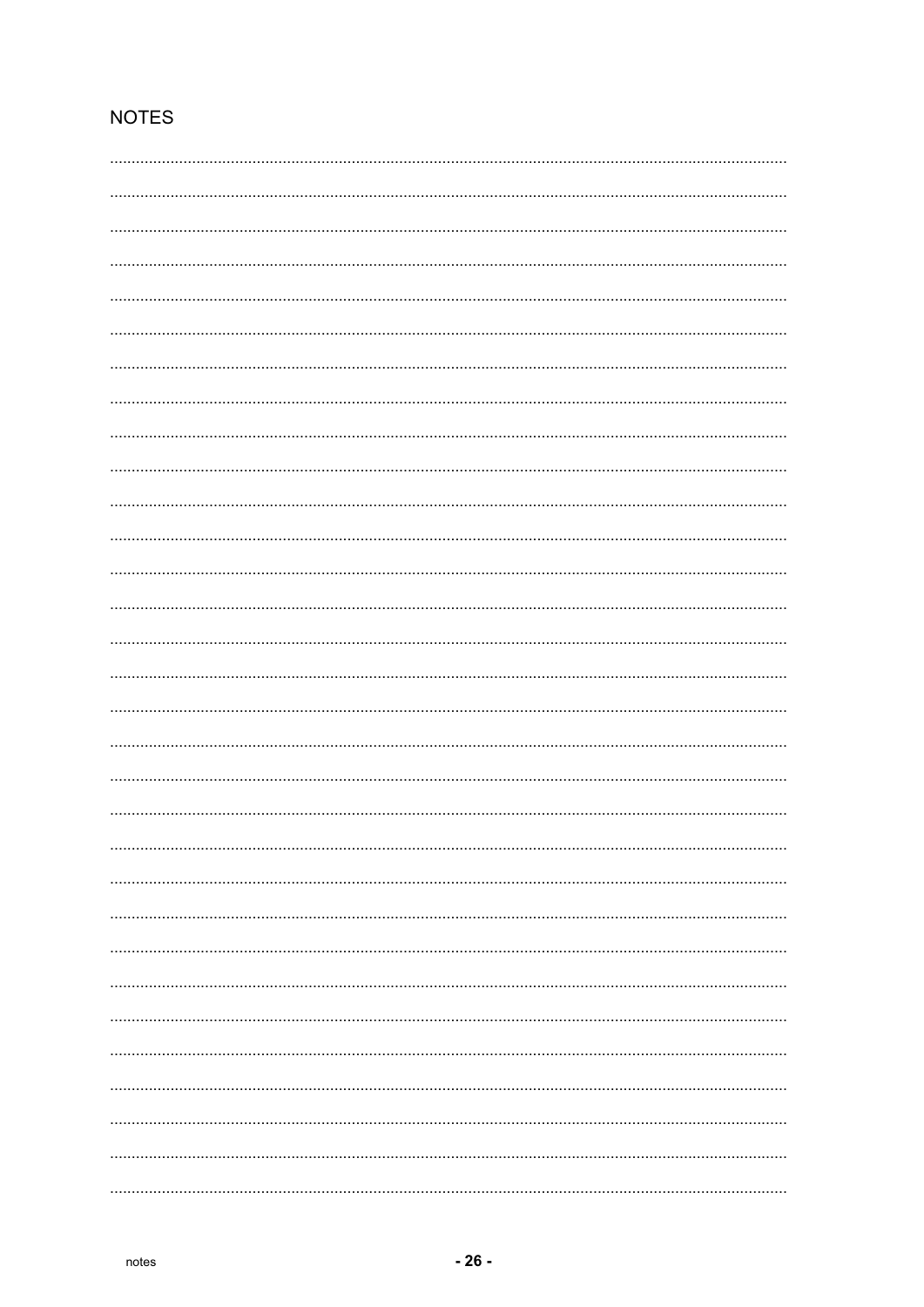# NOTES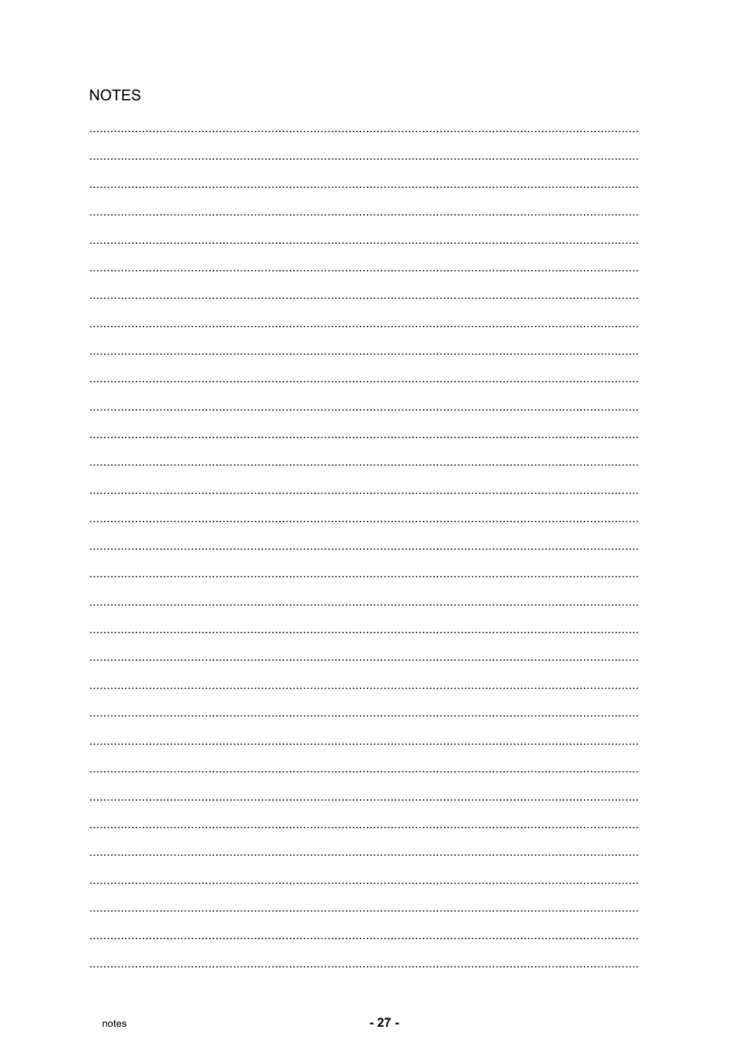# NOTES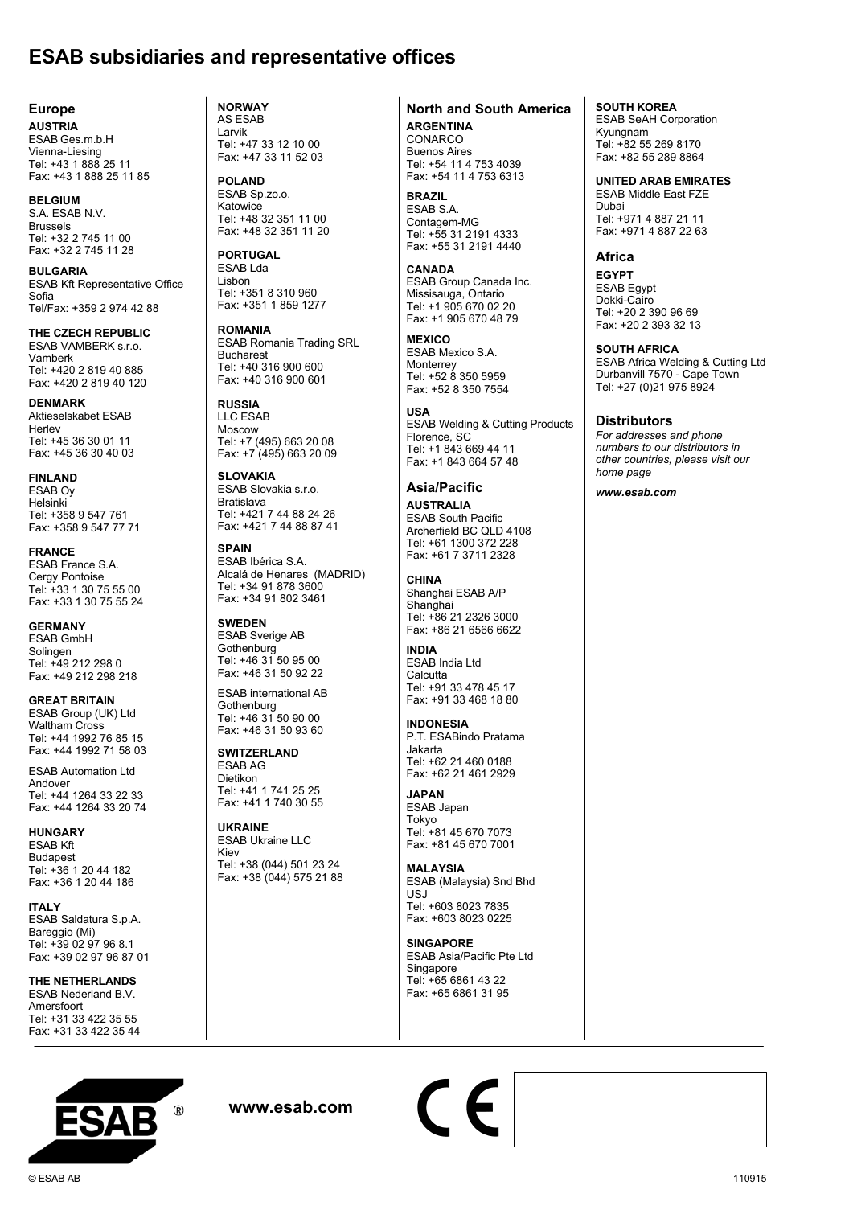# ESAB subsidiaries and representative offices

## Europe

**AUSTRIA**
ESAB Ges.m.b.H
Vienna-Liesing
Tel: +43 1 888 25 11
Fax: +43 1 888 25 11 85

**BELGIUM**
S.A. ESAB N.V.
Brussels
Tel: +32 2 745 11 00
Fax: +32 2 745 11 28

**BULGARIA**
ESAB Kft Representative Office
Sofia
Tel/Fax: +359 2 974 42 88

**THE CZECH REPUBLIC**
ESAB VAMBERK s.r.o.
Vamberk
Tel: +420 2 819 40 885
Fax: +420 2 819 40 120

**DENMARK**
Aktieselskabet ESAB
Herlev
Tel: +45 36 30 01 11
Fax: +45 36 30 40 03

**FINLAND**
ESAB Oy
Helsinki
Tel: +358 9 547 761
Fax: +358 9 547 77 71

**FRANCE**
ESAB France S.A.
Cergy Pontoise
Tel: +33 1 30 75 55 00
Fax: +33 1 30 75 55 24

**GERMANY**
ESAB GmbH
Solingen
Tel: +49 212 298 0
Fax: +49 212 298 218

**GREAT BRITAIN**
ESAB Group (UK) Ltd
Waltham Cross
Tel: +44 1992 76 85 15
Fax: +44 1992 71 58 03

ESAB Automation Ltd
Andover
Tel: +44 1264 33 22 33
Fax: +44 1264 33 20 74

**HUNGARY**
ESAB Kft
Budapest
Tel: +36 1 20 44 182
Fax: +36 1 20 44 186

**ITALY**
ESAB Saldatura S.p.A.
Bareggio (Mi)
Tel: +39 02 97 96 8.1
Fax: +39 02 97 96 87 01

**THE NETHERLANDS**
ESAB Nederland B.V.
Amersfoort
Tel: +31 33 422 35 55
Fax: +31 33 422 35 44

**NORWAY**
AS ESAB
Larvik
Tel: +47 33 12 10 00
Fax: +47 33 11 52 03

**POLAND**
ESAB Sp.zo.o.
Katowice
Tel: +48 32 351 11 00
Fax: +48 32 351 11 20

**PORTUGAL**
ESAB Lda
Lisbon
Tel: +351 8 310 960
Fax: +351 1 859 1277

**ROMANIA**
ESAB Romania Trading SRL
Bucharest
Tel: +40 316 900 600
Fax: +40 316 900 601

**RUSSIA**
LLC ESAB
Moscow
Tel: +7 (495) 663 20 08
Fax: +7 (495) 663 20 09

**SLOVAKIA**
ESAB Slovakia s.r.o.
Bratislava
Tel: +421 7 44 88 24 26
Fax: +421 7 44 88 87 41

**SPAIN**
ESAB Ibérica S.A.
Alcalá de Henares (MADRID)
Tel: +34 91 878 3600
Fax: +34 91 802 3461

**SWEDEN**
ESAB Sverige AB
Gothenburg
Tel: +46 31 50 95 00
Fax: +46 31 50 92 22

ESAB international AB
Gothenburg
Tel: +46 31 50 90 00
Fax: +46 31 50 93 60

**SWITZERLAND**
ESAB AG
Dietikon
Tel: +41 1 741 25 25
Fax: +41 1 740 30 55

**UKRAINE**
ESAB Ukraine LLC
Kiev
Tel: +38 (044) 501 23 24
Fax: +38 (044) 575 21 88

## North and South America

**ARGENTINA**
CONARCO
Buenos Aires
Tel: +54 11 4 753 4039
Fax: +54 11 4 753 6313

**BRAZIL**
ESAB S.A.
Contagem-MG
Tel: +55 31 2191 4333
Fax: +55 31 2191 4440

**CANADA**
ESAB Group Canada Inc.
Missisauga, Ontario
Tel: +1 905 670 02 20
Fax: +1 905 670 48 79

**MEXICO**
ESAB Mexico S.A.
Monterrey
Tel: +52 8 350 5959
Fax: +52 8 350 7554

**USA**
ESAB Welding & Cutting Products
Florence, SC
Tel: +1 843 669 44 11
Fax: +1 843 664 57 48

## Asia/Pacific

**AUSTRALIA**
ESAB South Pacific
Archerfield BC QLD 4108
Tel: +61 1300 372 228
Fax: +61 7 3711 2328

**CHINA**
Shanghai ESAB A/P
Shanghai
Tel: +86 21 2326 3000
Fax: +86 21 6566 6622

**INDIA**
ESAB India Ltd
Calcutta
Tel: +91 33 478 45 17
Fax: +91 33 468 18 80

**INDONESIA**
P.T. ESABindo Pratama
Jakarta
Tel: +62 21 460 0188
Fax: +62 21 461 2929

**JAPAN**
ESAB Japan
Tokyo
Tel: +81 45 670 7073
Fax: +81 45 670 7001

**MALAYSIA**
ESAB (Malaysia) Snd Bhd
USJ
Tel: +603 8023 7835
Fax: +603 8023 0225

**SINGAPORE**
ESAB Asia/Pacific Pte Ltd
Singapore
Tel: +65 6861 43 22
Fax: +65 6861 31 95

**SOUTH KOREA**
ESAB SeAH Corporation
Kyungnam
Tel: +82 55 269 8170
Fax: +82 55 289 8864

**UNITED ARAB EMIRATES**
ESAB Middle East FZE
Dubai
Tel: +971 4 887 21 11
Fax: +971 4 887 22 63

## Africa

**EGYPT**
ESAB Egypt
Dokki-Cairo
Tel: +20 2 390 96 69
Fax: +20 2 393 32 13

**SOUTH AFRICA**
ESAB Africa Welding & Cutting Ltd
Durbanvill 7570 - Cape Town
Tel: +27 (0)21 975 8924

## Distributors

*For addresses and phone numbers to our distributors in other countries, please visit our home page*

***www.esab.com***

ESAB®

**www.esab.com**

CE

© ESAB AB

110915